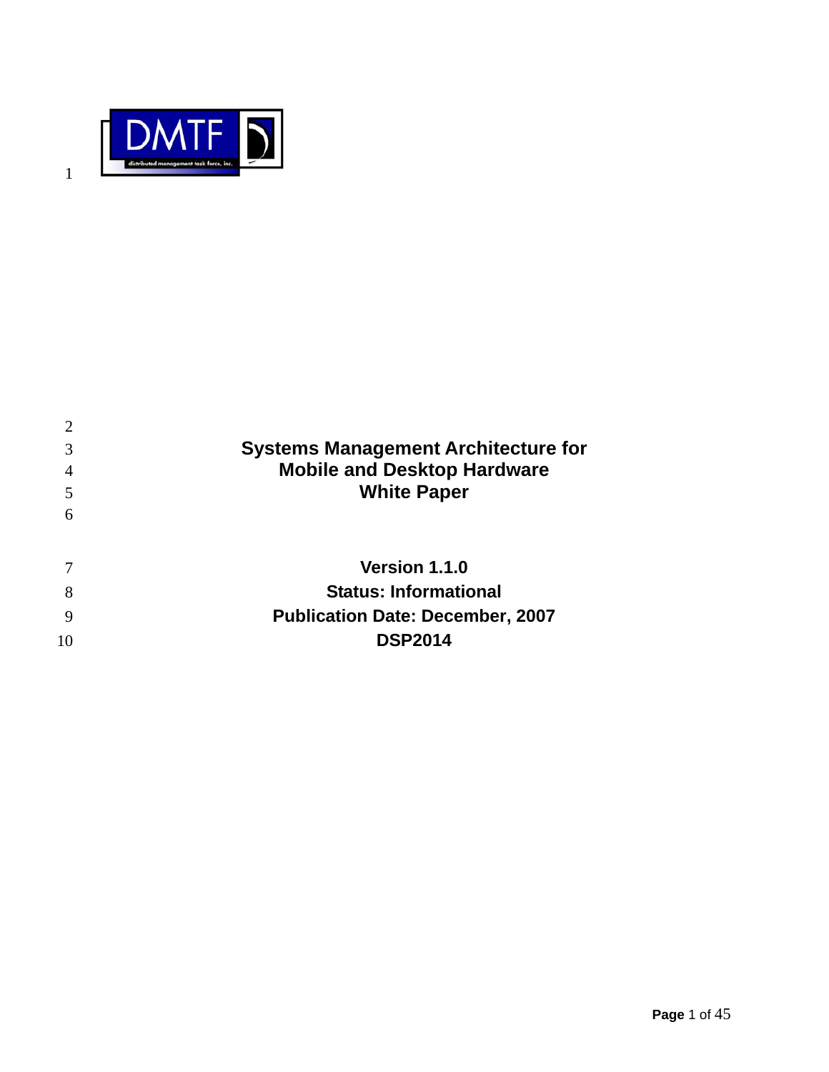# Systems Management Architecture for Mobile and Desktop Hardware White Paper

**Version 1.1.0**

**Status: Informational**

**Publication Date: December, 2007**

**DSP2014**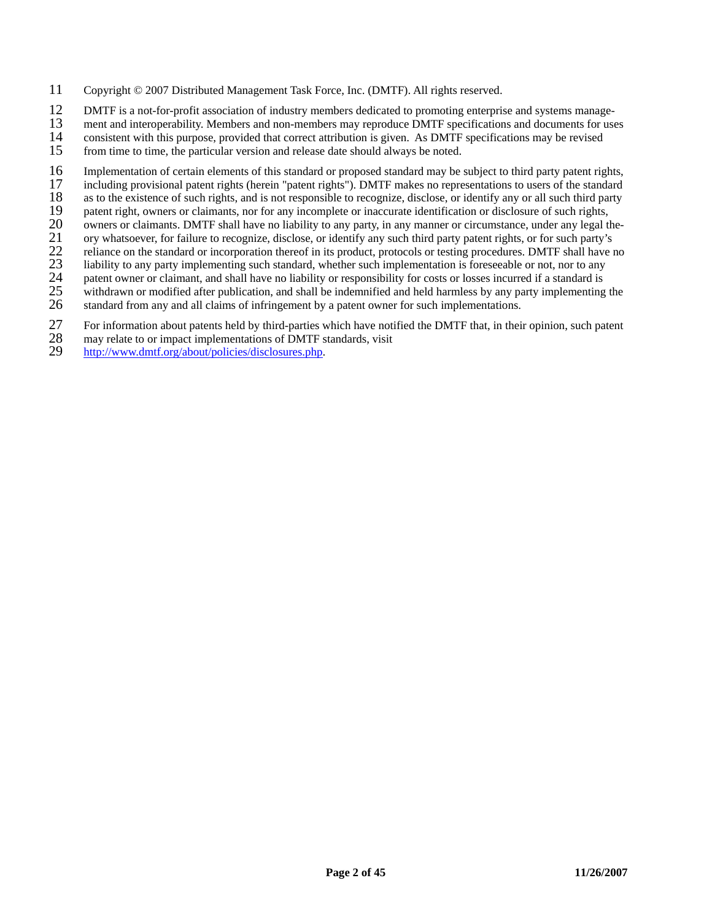Copyright © 2007 Distributed Management Task Force, Inc. (DMTF). All rights reserved.

DMTF is a not-for-profit association of industry members dedicated to promoting enterprise and systems management and interoperability. Members and non-members may reproduce DMTF specifications and documents for uses consistent with this purpose, provided that correct attribution is given. As DMTF specifications may be revised from time to time, the particular version and release date should always be noted.

Implementation of certain elements of this standard or proposed standard may be subject to third party patent rights, including provisional patent rights (herein "patent rights"). DMTF makes no representations to users of the standard as to the existence of such rights, and is not responsible to recognize, disclose, or identify any or all such third party patent right, owners or claimants, nor for any incomplete or inaccurate identification or disclosure of such rights, owners or claimants. DMTF shall have no liability to any party, in any manner or circumstance, under any legal theory whatsoever, for failure to recognize, disclose, or identify any such third party patent rights, or for such party's reliance on the standard or incorporation thereof in its product, protocols or testing procedures. DMTF shall have no liability to any party implementing such standard, whether such implementation is foreseeable or not, nor to any patent owner or claimant, and shall have no liability or responsibility for costs or losses incurred if a standard is withdrawn or modified after publication, and shall be indemnified and held harmless by any party implementing the standard from any and all claims of infringement by a patent owner for such implementations.

For information about patents held by third-parties which have notified the DMTF that, in their opinion, such patent may relate to or impact implementations of DMTF standards, visit http://www.dmtf.org/about/policies/disclosures.php.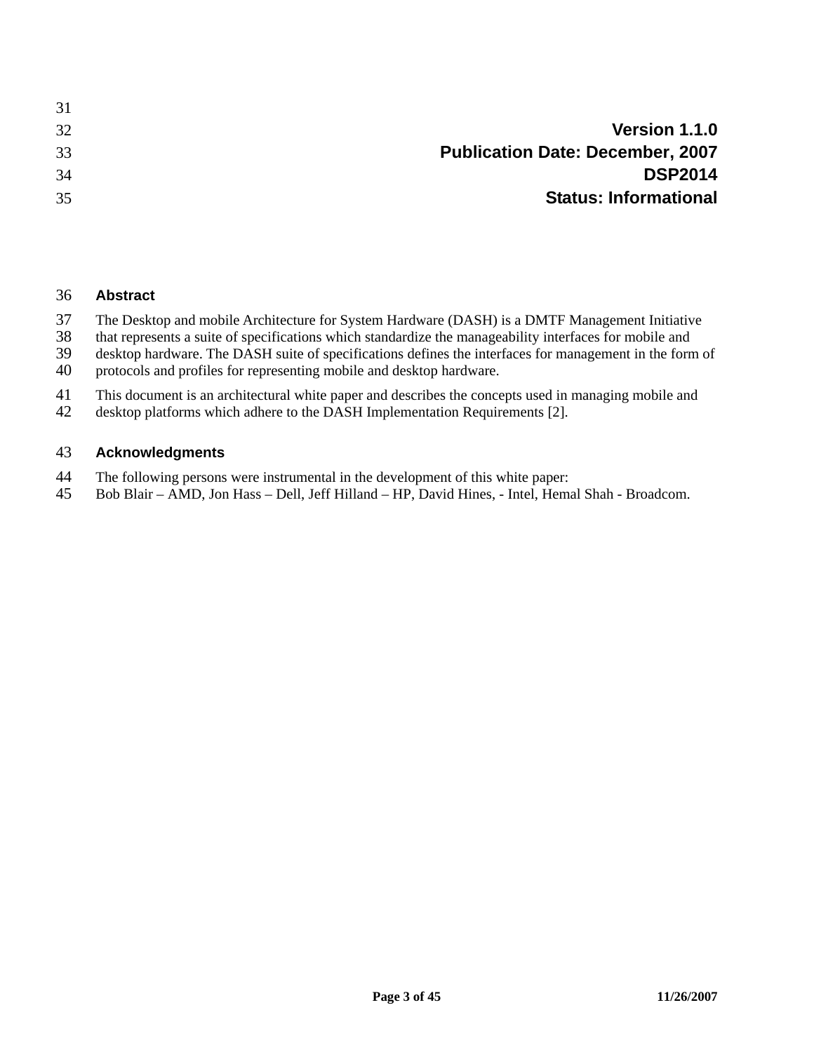**Version 1.1.0**
**Publication Date: December, 2007**
**DSP2014**
**Status: Informational**

## Abstract

The Desktop and mobile Architecture for System Hardware (DASH) is a DMTF Management Initiative that represents a suite of specifications which standardize the manageability interfaces for mobile and desktop hardware. The DASH suite of specifications defines the interfaces for management in the form of protocols and profiles for representing mobile and desktop hardware.

This document is an architectural white paper and describes the concepts used in managing mobile and desktop platforms which adhere to the DASH Implementation Requirements [2].

## Acknowledgments

The following persons were instrumental in the development of this white paper:
Bob Blair – AMD, Jon Hass – Dell, Jeff Hilland – HP, David Hines, - Intel, Hemal Shah - Broadcom.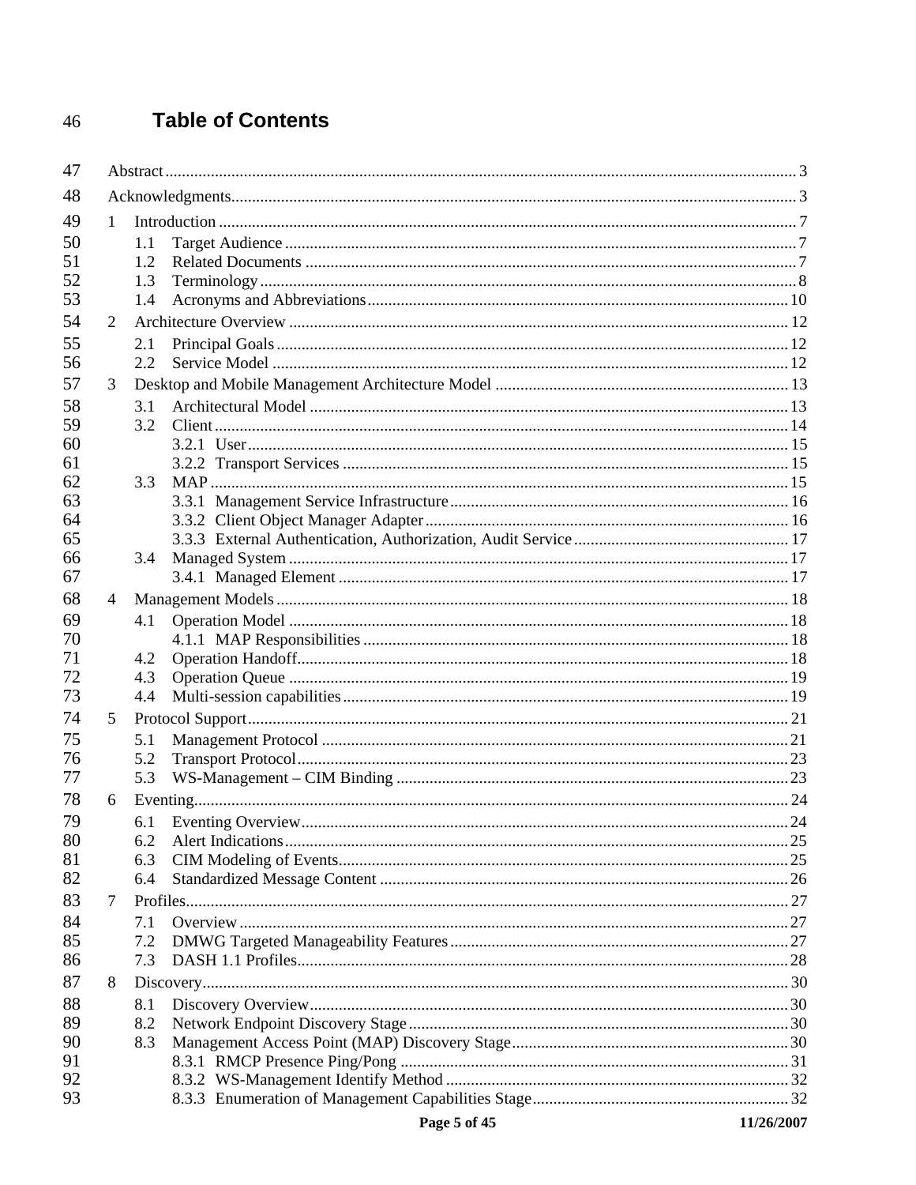# Table of Contents

Abstract ........ 3
Acknowledgments ........ 3
1 Introduction ........ 7
  1.1 Target Audience ........ 7
  1.2 Related Documents ........ 7
  1.3 Terminology ........ 8
  1.4 Acronyms and Abbreviations ........ 10
2 Architecture Overview ........ 12
  2.1 Principal Goals ........ 12
  2.2 Service Model ........ 12
3 Desktop and Mobile Management Architecture Model ........ 13
  3.1 Architectural Model ........ 13
  3.2 Client ........ 14
    3.2.1 User ........ 15
    3.2.2 Transport Services ........ 15
  3.3 MAP ........ 15
    3.3.1 Management Service Infrastructure ........ 16
    3.3.2 Client Object Manager Adapter ........ 16
    3.3.3 External Authentication, Authorization, Audit Service ........ 17
  3.4 Managed System ........ 17
    3.4.1 Managed Element ........ 17
4 Management Models ........ 18
  4.1 Operation Model ........ 18
    4.1.1 MAP Responsibilities ........ 18
  4.2 Operation Handoff ........ 18
  4.3 Operation Queue ........ 19
  4.4 Multi-session capabilities ........ 19
5 Protocol Support ........ 21
  5.1 Management Protocol ........ 21
  5.2 Transport Protocol ........ 23
  5.3 WS-Management – CIM Binding ........ 23
6 Eventing ........ 24
  6.1 Eventing Overview ........ 24
  6.2 Alert Indications ........ 25
  6.3 CIM Modeling of Events ........ 25
  6.4 Standardized Message Content ........ 26
7 Profiles ........ 27
  7.1 Overview ........ 27
  7.2 DMWG Targeted Manageability Features ........ 27
  7.3 DASH 1.1 Profiles ........ 28
8 Discovery ........ 30
  8.1 Discovery Overview ........ 30
  8.2 Network Endpoint Discovery Stage ........ 30
  8.3 Management Access Point (MAP) Discovery Stage ........ 30
    8.3.1 RMCP Presence Ping/Pong ........ 31
    8.3.2 WS-Management Identify Method ........ 32
    8.3.3 Enumeration of Management Capabilities Stage ........ 32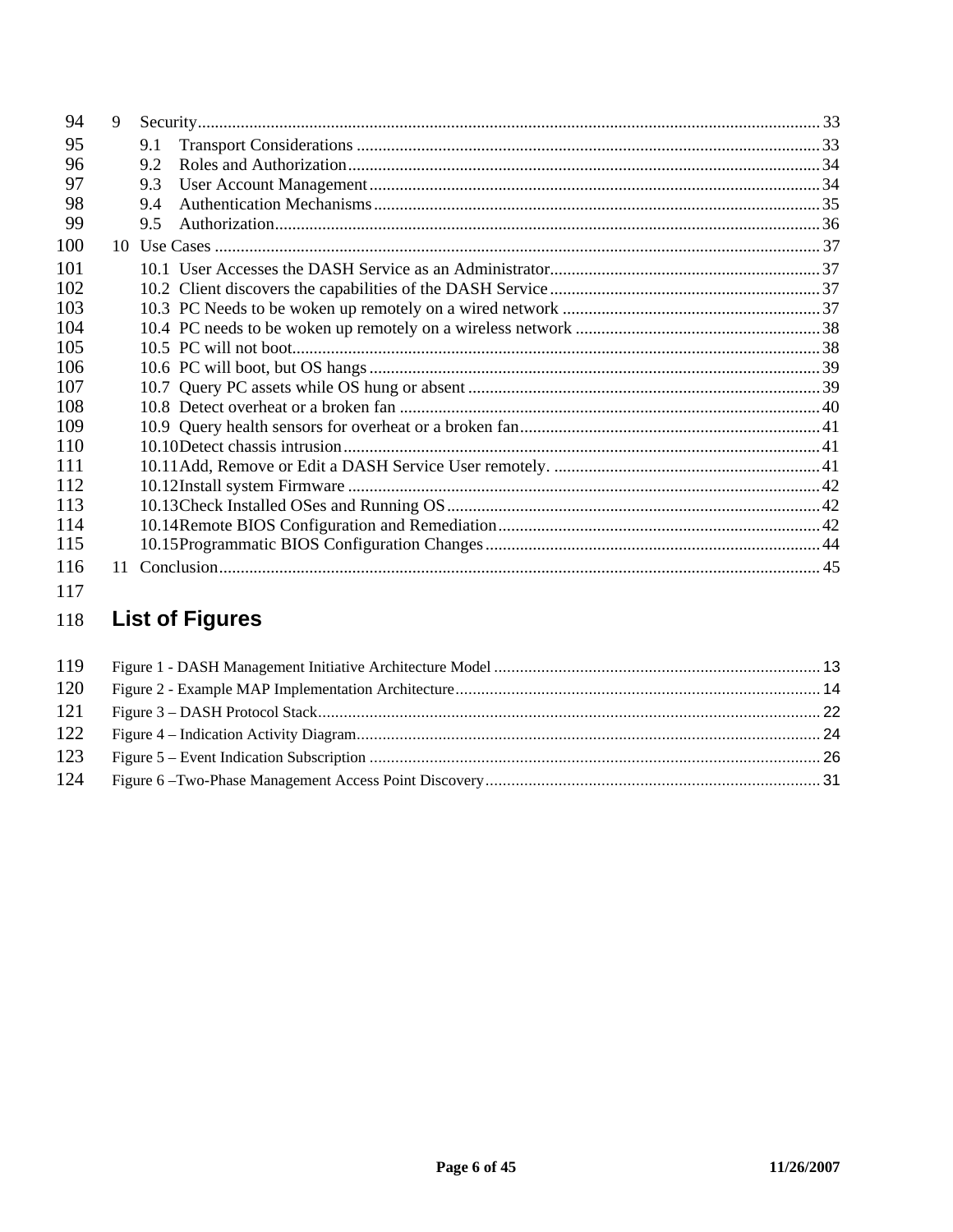9 Security................................................................................................................................ 33

9.1 Transport Considerations ........................................................................................................... 33

9.2 Roles and Authorization............................................................................................................. 34

9.3 User Account Management........................................................................................................ 34

9.4 Authentication Mechanisms....................................................................................................... 35

9.5 Authorization.............................................................................................................................. 36

10 Use Cases ............................................................................................................................ 37

10.1 User Accesses the DASH Service as an Administrator............................................................. 37

10.2 Client discovers the capabilities of the DASH Service .............................................................. 37

10.3 PC Needs to be woken up remotely on a wired network ........................................................... 37

10.4 PC needs to be woken up remotely on a wireless network ........................................................ 38

10.5 PC will not boot.......................................................................................................................... 38

10.6 PC will boot, but OS hangs ........................................................................................................ 39

10.7 Query PC assets while OS hung or absent ................................................................................ 39

10.8 Detect overheat or a broken fan ................................................................................................ 40

10.9 Query health sensors for overheat or a broken fan..................................................................... 41

10.10 Detect chassis intrusion............................................................................................................. 41

10.11 Add, Remove or Edit a DASH Service User remotely. ............................................................. 41

10.12 Install system Firmware ............................................................................................................ 42

10.13 Check Installed OSes and Running OS...................................................................................... 42

10.14 Remote BIOS Configuration and Remediation........................................................................... 42

10.15 Programmatic BIOS Configuration Changes............................................................................. 44

11 Conclusion........................................................................................................................... 45

## List of Figures

Figure 1 - DASH Management Initiative Architecture Model ........................................................................... 13

Figure 2 - Example MAP Implementation Architecture.................................................................................... 14

Figure 3 – DASH Protocol Stack.................................................................................................................... 22

Figure 4 – Indication Activity Diagram........................................................................................................... 24

Figure 5 – Event Indication Subscription ........................................................................................................ 26

Figure 6 –Two-Phase Management Access Point Discovery............................................................................. 31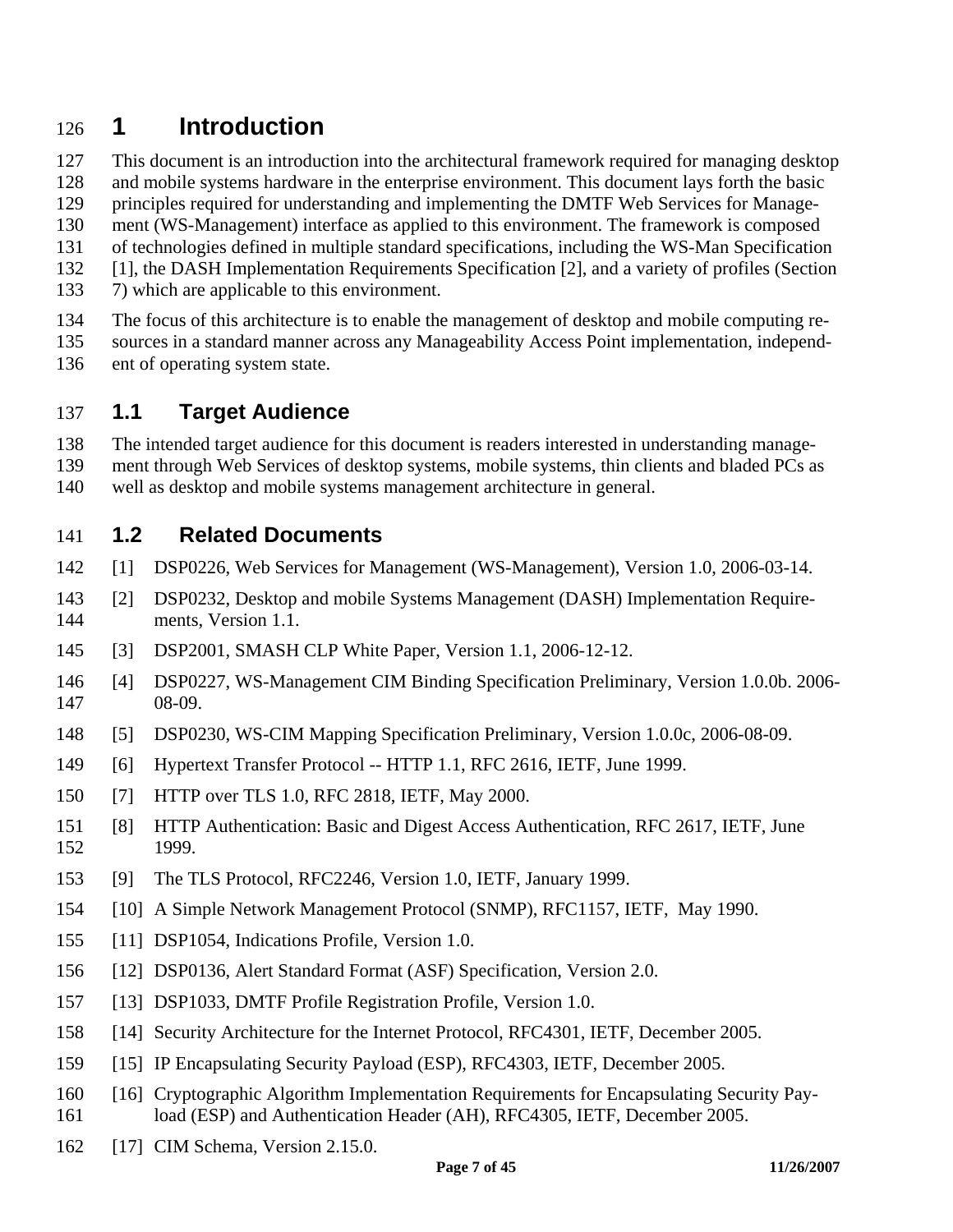# 1 Introduction

This document is an introduction into the architectural framework required for managing desktop and mobile systems hardware in the enterprise environment. This document lays forth the basic principles required for understanding and implementing the DMTF Web Services for Management (WS-Management) interface as applied to this environment. The framework is composed of technologies defined in multiple standard specifications, including the WS-Man Specification [1], the DASH Implementation Requirements Specification [2], and a variety of profiles (Section 7) which are applicable to this environment.

The focus of this architecture is to enable the management of desktop and mobile computing resources in a standard manner across any Manageability Access Point implementation, independent of operating system state.

## 1.1 Target Audience

The intended target audience for this document is readers interested in understanding management through Web Services of desktop systems, mobile systems, thin clients and bladed PCs as well as desktop and mobile systems management architecture in general.

## 1.2 Related Documents

[1] DSP0226, Web Services for Management (WS-Management), Version 1.0, 2006-03-14.

[2] DSP0232, Desktop and mobile Systems Management (DASH) Implementation Requirements, Version 1.1.

[3] DSP2001, SMASH CLP White Paper, Version 1.1, 2006-12-12.

[4] DSP0227, WS-Management CIM Binding Specification Preliminary, Version 1.0.0b. 2006-08-09.

[5] DSP0230, WS-CIM Mapping Specification Preliminary, Version 1.0.0c, 2006-08-09.

[6] Hypertext Transfer Protocol -- HTTP 1.1, RFC 2616, IETF, June 1999.

[7] HTTP over TLS 1.0, RFC 2818, IETF, May 2000.

[8] HTTP Authentication: Basic and Digest Access Authentication, RFC 2617, IETF, June 1999.

[9] The TLS Protocol, RFC2246, Version 1.0, IETF, January 1999.

[10] A Simple Network Management Protocol (SNMP), RFC1157, IETF, May 1990.

[11] DSP1054, Indications Profile, Version 1.0.

[12] DSP0136, Alert Standard Format (ASF) Specification, Version 2.0.

[13] DSP1033, DMTF Profile Registration Profile, Version 1.0.

[14] Security Architecture for the Internet Protocol, RFC4301, IETF, December 2005.

[15] IP Encapsulating Security Payload (ESP), RFC4303, IETF, December 2005.

[16] Cryptographic Algorithm Implementation Requirements for Encapsulating Security Payload (ESP) and Authentication Header (AH), RFC4305, IETF, December 2005.

[17] CIM Schema, Version 2.15.0.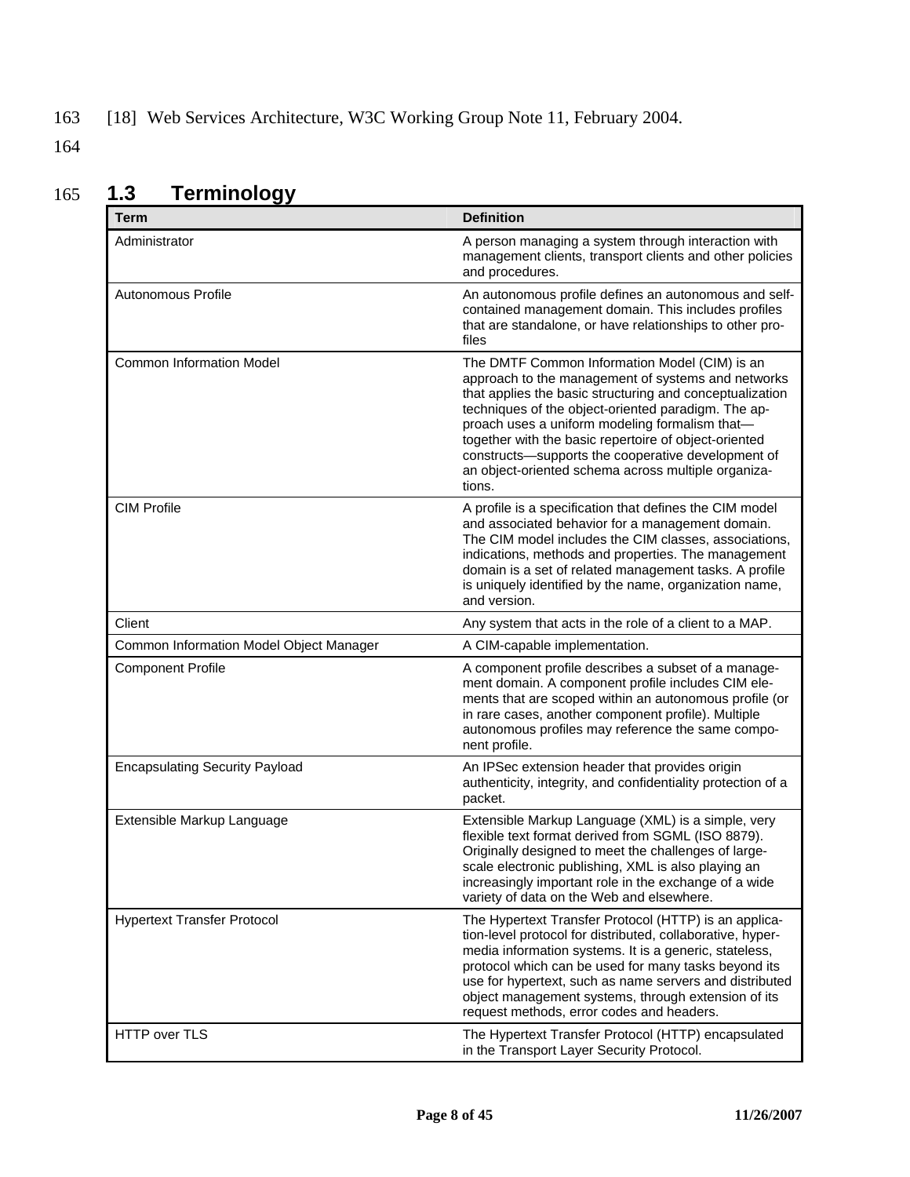[18] Web Services Architecture, W3C Working Group Note 11, February 2004.

## 1.3 Terminology

| Term | Definition |
| --- | --- |
| Administrator | A person managing a system through interaction with management clients, transport clients and other policies and procedures. |
| Autonomous Profile | An autonomous profile defines an autonomous and self-contained management domain. This includes profiles that are standalone, or have relationships to other profiles |
| Common Information Model | The DMTF Common Information Model (CIM) is an approach to the management of systems and networks that applies the basic structuring and conceptualization techniques of the object-oriented paradigm. The approach uses a uniform modeling formalism that—together with the basic repertoire of object-oriented constructs—supports the cooperative development of an object-oriented schema across multiple organizations. |
| CIM Profile | A profile is a specification that defines the CIM model and associated behavior for a management domain. The CIM model includes the CIM classes, associations, indications, methods and properties. The management domain is a set of related management tasks. A profile is uniquely identified by the name, organization name, and version. |
| Client | Any system that acts in the role of a client to a MAP. |
| Common Information Model Object Manager | A CIM-capable implementation. |
| Component Profile | A component profile describes a subset of a management domain. A component profile includes CIM elements that are scoped within an autonomous profile (or in rare cases, another component profile). Multiple autonomous profiles may reference the same component profile. |
| Encapsulating Security Payload | An IPSec extension header that provides origin authenticity, integrity, and confidentiality protection of a packet. |
| Extensible Markup Language | Extensible Markup Language (XML) is a simple, very flexible text format derived from SGML (ISO 8879). Originally designed to meet the challenges of large-scale electronic publishing, XML is also playing an increasingly important role in the exchange of a wide variety of data on the Web and elsewhere. |
| Hypertext Transfer Protocol | The Hypertext Transfer Protocol (HTTP) is an application-level protocol for distributed, collaborative, hypermedia information systems. It is a generic, stateless, protocol which can be used for many tasks beyond its use for hypertext, such as name servers and distributed object management systems, through extension of its request methods, error codes and headers. |
| HTTP over TLS | The Hypertext Transfer Protocol (HTTP) encapsulated in the Transport Layer Security Protocol. |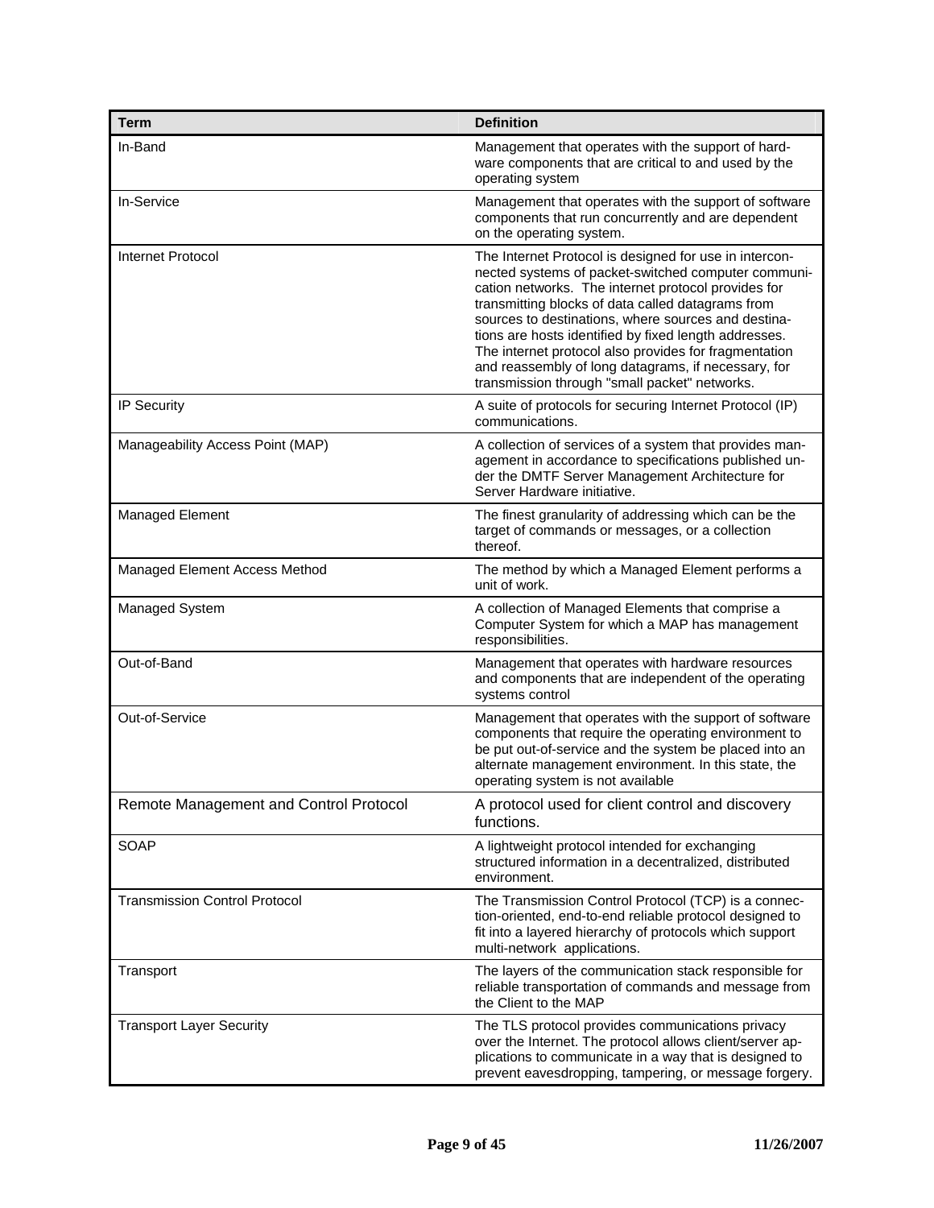| Term | Definition |
|---|---|
| In-Band | Management that operates with the support of hardware components that are critical to and used by the operating system |
| In-Service | Management that operates with the support of software components that run concurrently and are dependent on the operating system. |
| Internet Protocol | The Internet Protocol is designed for use in interconnected systems of packet-switched computer communication networks. The internet protocol provides for transmitting blocks of data called datagrams from sources to destinations, where sources and destinations are hosts identified by fixed length addresses. The internet protocol also provides for fragmentation and reassembly of long datagrams, if necessary, for transmission through "small packet" networks. |
| IP Security | A suite of protocols for securing Internet Protocol (IP) communications. |
| Manageability Access Point (MAP) | A collection of services of a system that provides management in accordance to specifications published under the DMTF Server Management Architecture for Server Hardware initiative. |
| Managed Element | The finest granularity of addressing which can be the target of commands or messages, or a collection thereof. |
| Managed Element Access Method | The method by which a Managed Element performs a unit of work. |
| Managed System | A collection of Managed Elements that comprise a Computer System for which a MAP has management responsibilities. |
| Out-of-Band | Management that operates with hardware resources and components that are independent of the operating systems control |
| Out-of-Service | Management that operates with the support of software components that require the operating environment to be put out-of-service and the system be placed into an alternate management environment. In this state, the operating system is not available |
| Remote Management and Control Protocol | A protocol used for client control and discovery functions. |
| SOAP | A lightweight protocol intended for exchanging structured information in a decentralized, distributed environment. |
| Transmission Control Protocol | The Transmission Control Protocol (TCP) is a connection-oriented, end-to-end reliable protocol designed to fit into a layered hierarchy of protocols which support multi-network applications. |
| Transport | The layers of the communication stack responsible for reliable transportation of commands and message from the Client to the MAP |
| Transport Layer Security | The TLS protocol provides communications privacy over the Internet. The protocol allows client/server applications to communicate in a way that is designed to prevent eavesdropping, tampering, or message forgery. |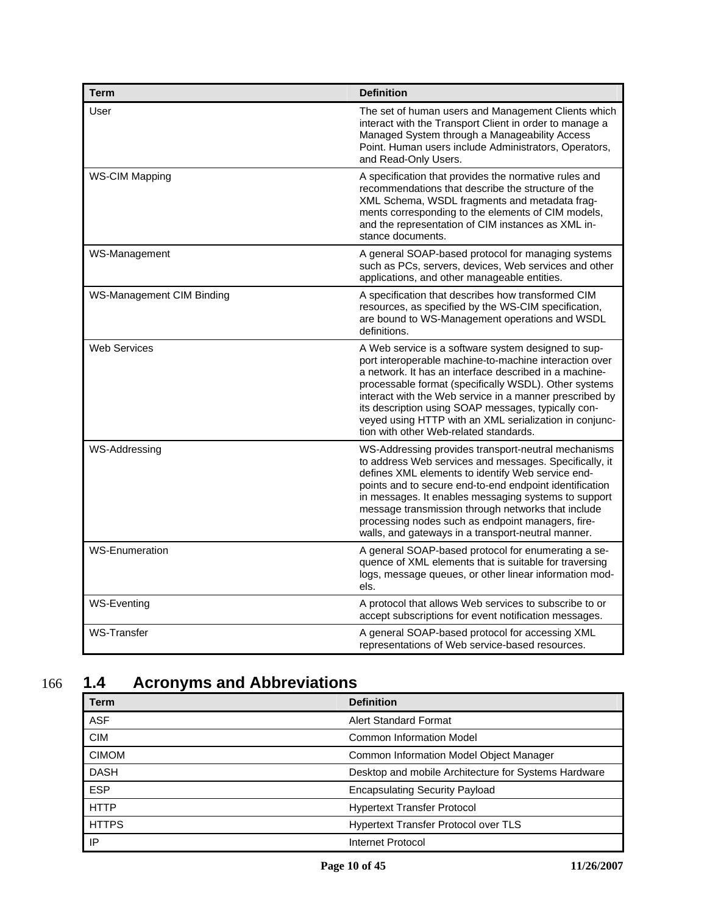| Term | Definition |
| --- | --- |
| User | The set of human users and Management Clients which interact with the Transport Client in order to manage a Managed System through a Manageability Access Point. Human users include Administrators, Operators, and Read-Only Users. |
| WS-CIM Mapping | A specification that provides the normative rules and recommendations that describe the structure of the XML Schema, WSDL fragments and metadata fragments corresponding to the elements of CIM models, and the representation of CIM instances as XML instance documents. |
| WS-Management | A general SOAP-based protocol for managing systems such as PCs, servers, devices, Web services and other applications, and other manageable entities. |
| WS-Management CIM Binding | A specification that describes how transformed CIM resources, as specified by the WS-CIM specification, are bound to WS-Management operations and WSDL definitions. |
| Web Services | A Web service is a software system designed to support interoperable machine-to-machine interaction over a network. It has an interface described in a machine-processable format (specifically WSDL). Other systems interact with the Web service in a manner prescribed by its description using SOAP messages, typically conveyed using HTTP with an XML serialization in conjunction with other Web-related standards. |
| WS-Addressing | WS-Addressing provides transport-neutral mechanisms to address Web services and messages. Specifically, it defines XML elements to identify Web service endpoints and to secure end-to-end endpoint identification in messages. It enables messaging systems to support message transmission through networks that include processing nodes such as endpoint managers, firewalls, and gateways in a transport-neutral manner. |
| WS-Enumeration | A general SOAP-based protocol for enumerating a sequence of XML elements that is suitable for traversing logs, message queues, or other linear information models. |
| WS-Eventing | A protocol that allows Web services to subscribe to or accept subscriptions for event notification messages. |
| WS-Transfer | A general SOAP-based protocol for accessing XML representations of Web service-based resources. |

## 1.4 Acronyms and Abbreviations

| Term | Definition |
| --- | --- |
| ASF | Alert Standard Format |
| CIM | Common Information Model |
| CIMOM | Common Information Model Object Manager |
| DASH | Desktop and mobile Architecture for Systems Hardware |
| ESP | Encapsulating Security Payload |
| HTTP | Hypertext Transfer Protocol |
| HTTPS | Hypertext Transfer Protocol over TLS |
| IP | Internet Protocol |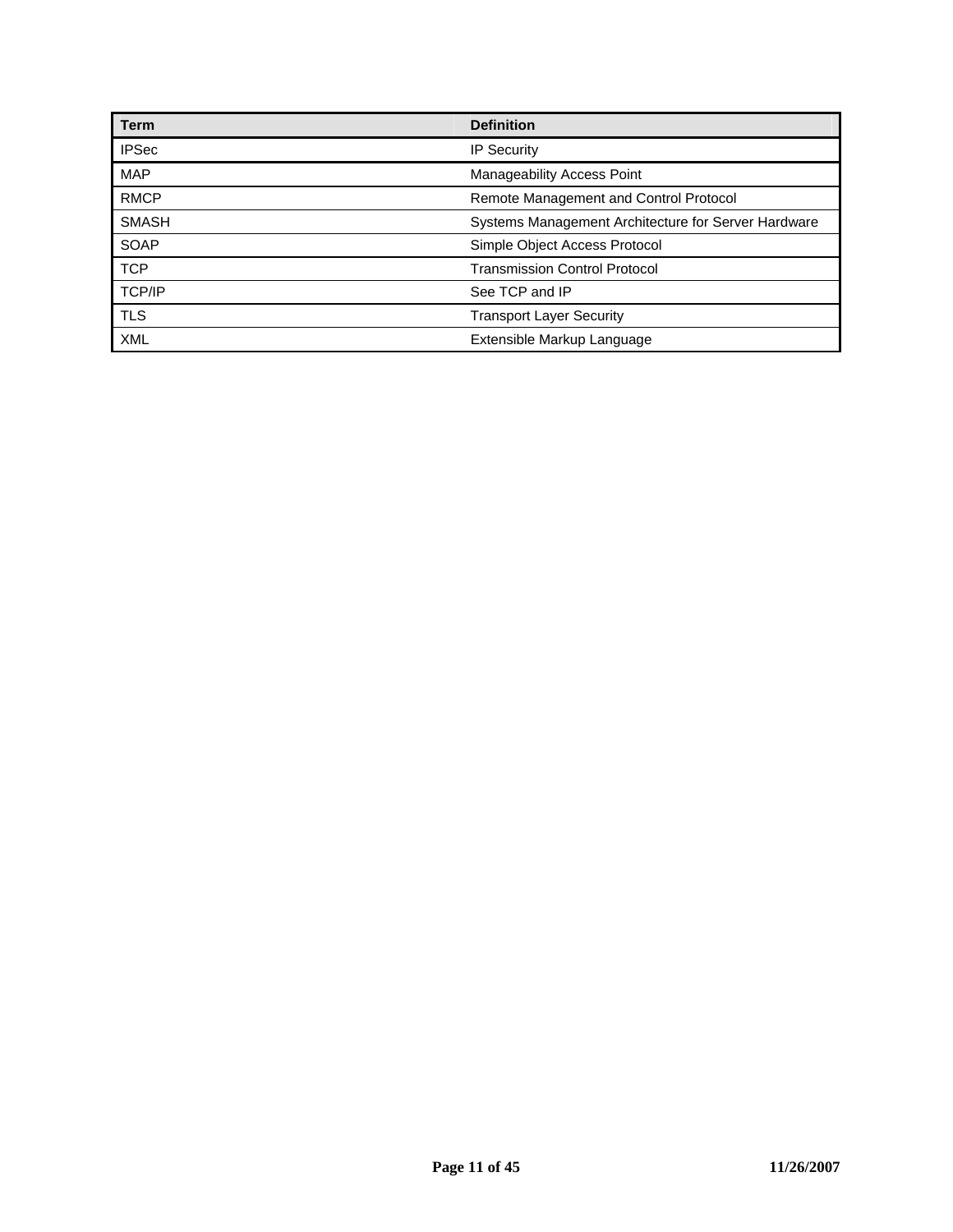| Term | Definition |
| --- | --- |
| IPSec | IP Security |
| MAP | Manageability Access Point |
| RMCP | Remote Management and Control Protocol |
| SMASH | Systems Management Architecture for Server Hardware |
| SOAP | Simple Object Access Protocol |
| TCP | Transmission Control Protocol |
| TCP/IP | See TCP and IP |
| TLS | Transport Layer Security |
| XML | Extensible Markup Language |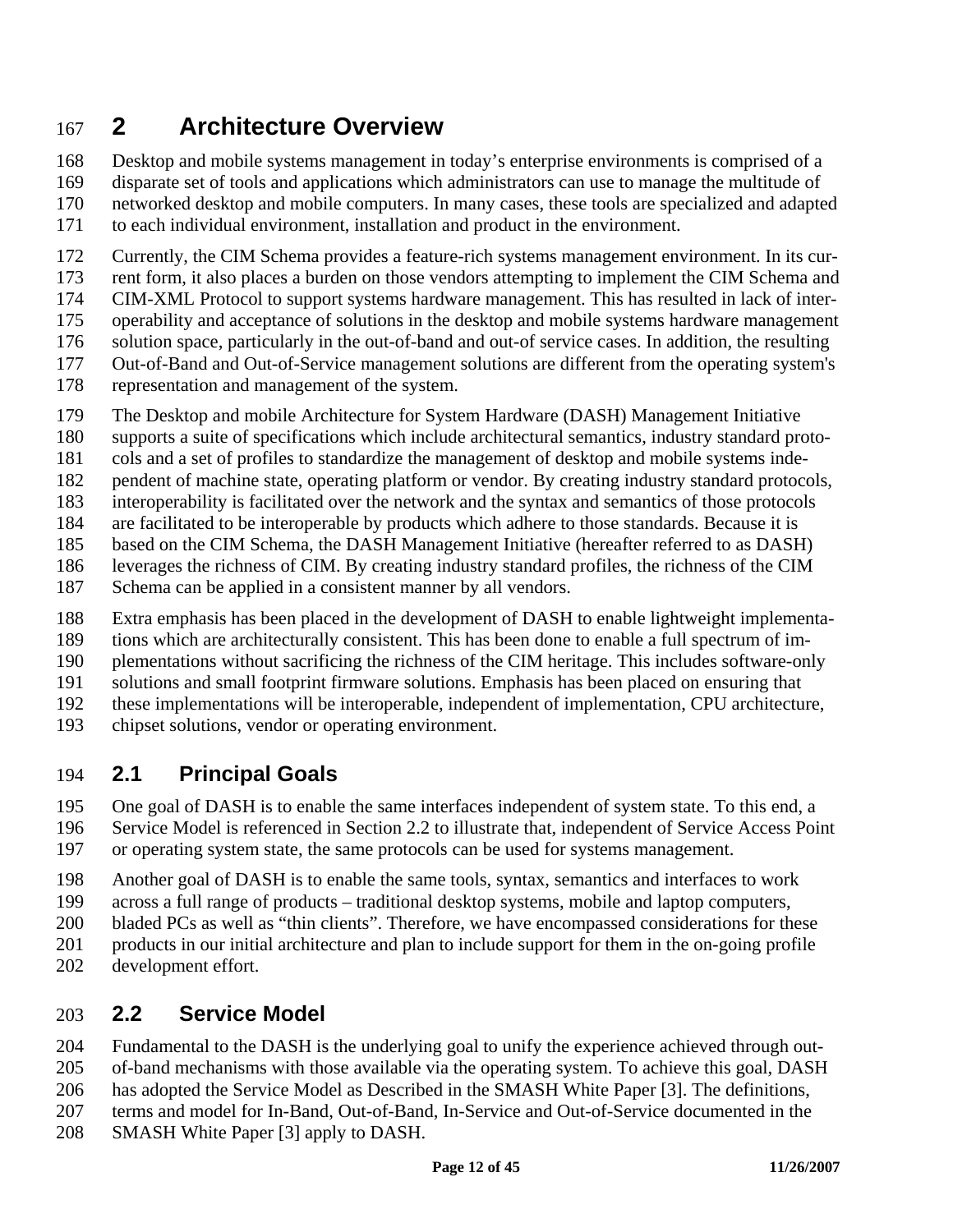# 2 Architecture Overview

Desktop and mobile systems management in today's enterprise environments is comprised of a disparate set of tools and applications which administrators can use to manage the multitude of networked desktop and mobile computers. In many cases, these tools are specialized and adapted to each individual environment, installation and product in the environment.

Currently, the CIM Schema provides a feature-rich systems management environment. In its current form, it also places a burden on those vendors attempting to implement the CIM Schema and CIM-XML Protocol to support systems hardware management. This has resulted in lack of interoperability and acceptance of solutions in the desktop and mobile systems hardware management solution space, particularly in the out-of-band and out-of service cases. In addition, the resulting Out-of-Band and Out-of-Service management solutions are different from the operating system's representation and management of the system.

The Desktop and mobile Architecture for System Hardware (DASH) Management Initiative supports a suite of specifications which include architectural semantics, industry standard protocols and a set of profiles to standardize the management of desktop and mobile systems independent of machine state, operating platform or vendor. By creating industry standard protocols, interoperability is facilitated over the network and the syntax and semantics of those protocols are facilitated to be interoperable by products which adhere to those standards. Because it is based on the CIM Schema, the DASH Management Initiative (hereafter referred to as DASH) leverages the richness of CIM. By creating industry standard profiles, the richness of the CIM Schema can be applied in a consistent manner by all vendors.

Extra emphasis has been placed in the development of DASH to enable lightweight implementations which are architecturally consistent. This has been done to enable a full spectrum of implementations without sacrificing the richness of the CIM heritage. This includes software-only solutions and small footprint firmware solutions. Emphasis has been placed on ensuring that these implementations will be interoperable, independent of implementation, CPU architecture, chipset solutions, vendor or operating environment.

## 2.1 Principal Goals

One goal of DASH is to enable the same interfaces independent of system state. To this end, a Service Model is referenced in Section 2.2 to illustrate that, independent of Service Access Point or operating system state, the same protocols can be used for systems management.

Another goal of DASH is to enable the same tools, syntax, semantics and interfaces to work across a full range of products – traditional desktop systems, mobile and laptop computers, bladed PCs as well as "thin clients". Therefore, we have encompassed considerations for these products in our initial architecture and plan to include support for them in the on-going profile development effort.

## 2.2 Service Model

Fundamental to the DASH is the underlying goal to unify the experience achieved through out-of-band mechanisms with those available via the operating system. To achieve this goal, DASH has adopted the Service Model as Described in the SMASH White Paper [3]. The definitions, terms and model for In-Band, Out-of-Band, In-Service and Out-of-Service documented in the SMASH White Paper [3] apply to DASH.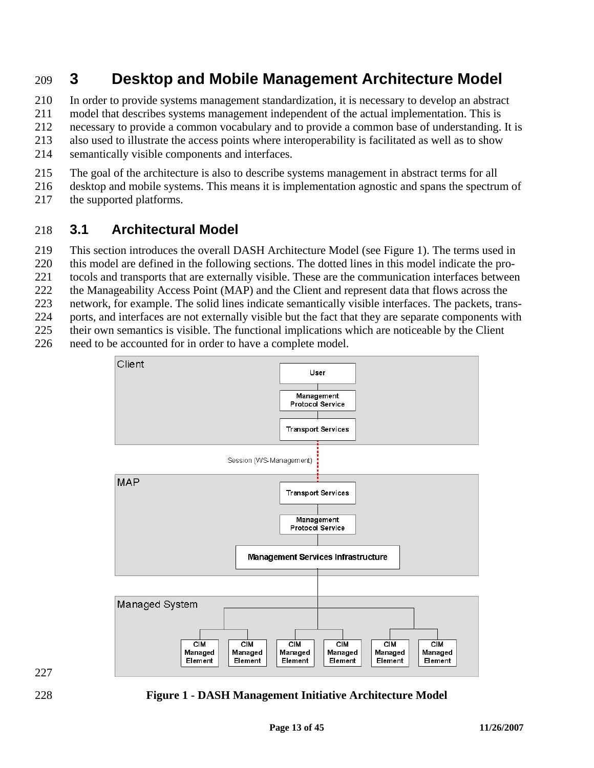# 3 Desktop and Mobile Management Architecture Model

In order to provide systems management standardization, it is necessary to develop an abstract model that describes systems management independent of the actual implementation. This is necessary to provide a common vocabulary and to provide a common base of understanding. It is also used to illustrate the access points where interoperability is facilitated as well as to show semantically visible components and interfaces.

The goal of the architecture is also to describe systems management in abstract terms for all desktop and mobile systems. This means it is implementation agnostic and spans the spectrum of the supported platforms.

## 3.1 Architectural Model

This section introduces the overall DASH Architecture Model (see Figure 1). The terms used in this model are defined in the following sections. The dotted lines in this model indicate the protocols and transports that are externally visible. These are the communication interfaces between the Manageability Access Point (MAP) and the Client and represent data that flows across the network, for example. The solid lines indicate semantically visible interfaces. The packets, transports, and interfaces are not externally visible but the fact that they are separate components with their own semantics is visible. The functional implications which are noticeable by the Client need to be accounted for in order to have a complete model.

**Figure 1 - DASH Management Initiative Architecture Model**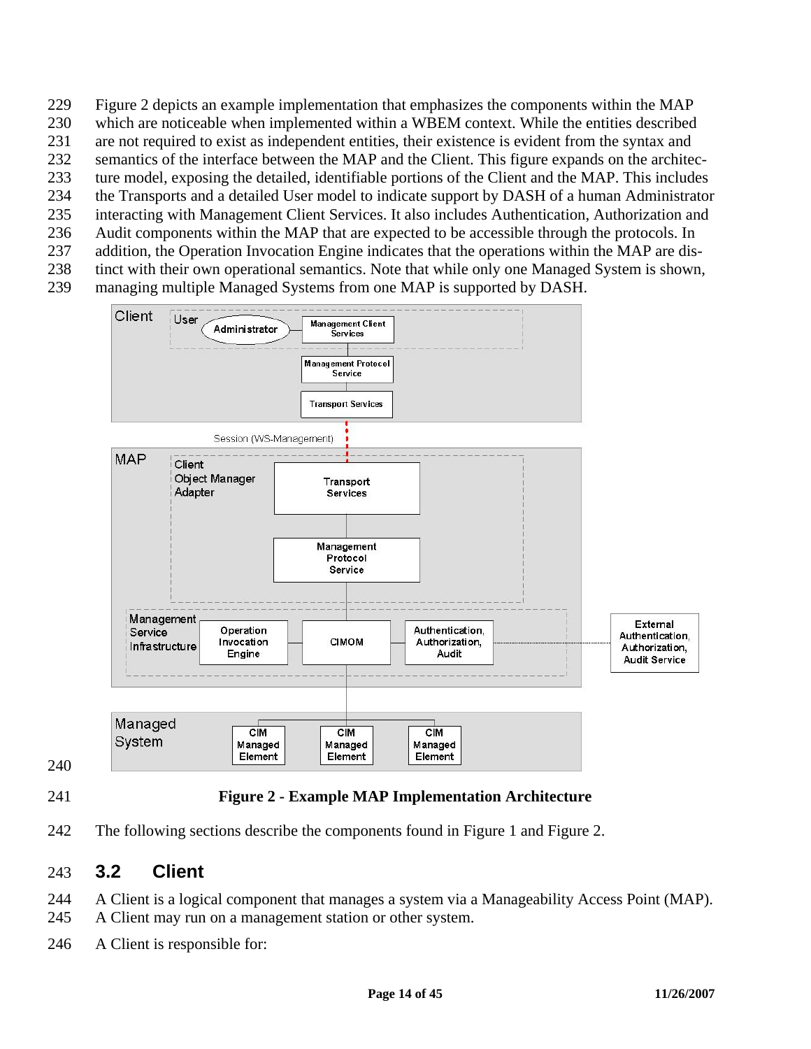Figure 2 depicts an example implementation that emphasizes the components within the MAP which are noticeable when implemented within a WBEM context. While the entities described are not required to exist as independent entities, their existence is evident from the syntax and semantics of the interface between the MAP and the Client. This figure expands on the architecture model, exposing the detailed, identifiable portions of the Client and the MAP. This includes the Transports and a detailed User model to indicate support by DASH of a human Administrator interacting with Management Client Services. It also includes Authentication, Authorization and Audit components within the MAP that are expected to be accessible through the protocols. In addition, the Operation Invocation Engine indicates that the operations within the MAP are distinct with their own operational semantics. Note that while only one Managed System is shown, managing multiple Managed Systems from one MAP is supported by DASH.

**Figure 2 - Example MAP Implementation Architecture**

The following sections describe the components found in Figure 1 and Figure 2.

## 3.2 Client

A Client is a logical component that manages a system via a Manageability Access Point (MAP). A Client may run on a management station or other system.

A Client is responsible for: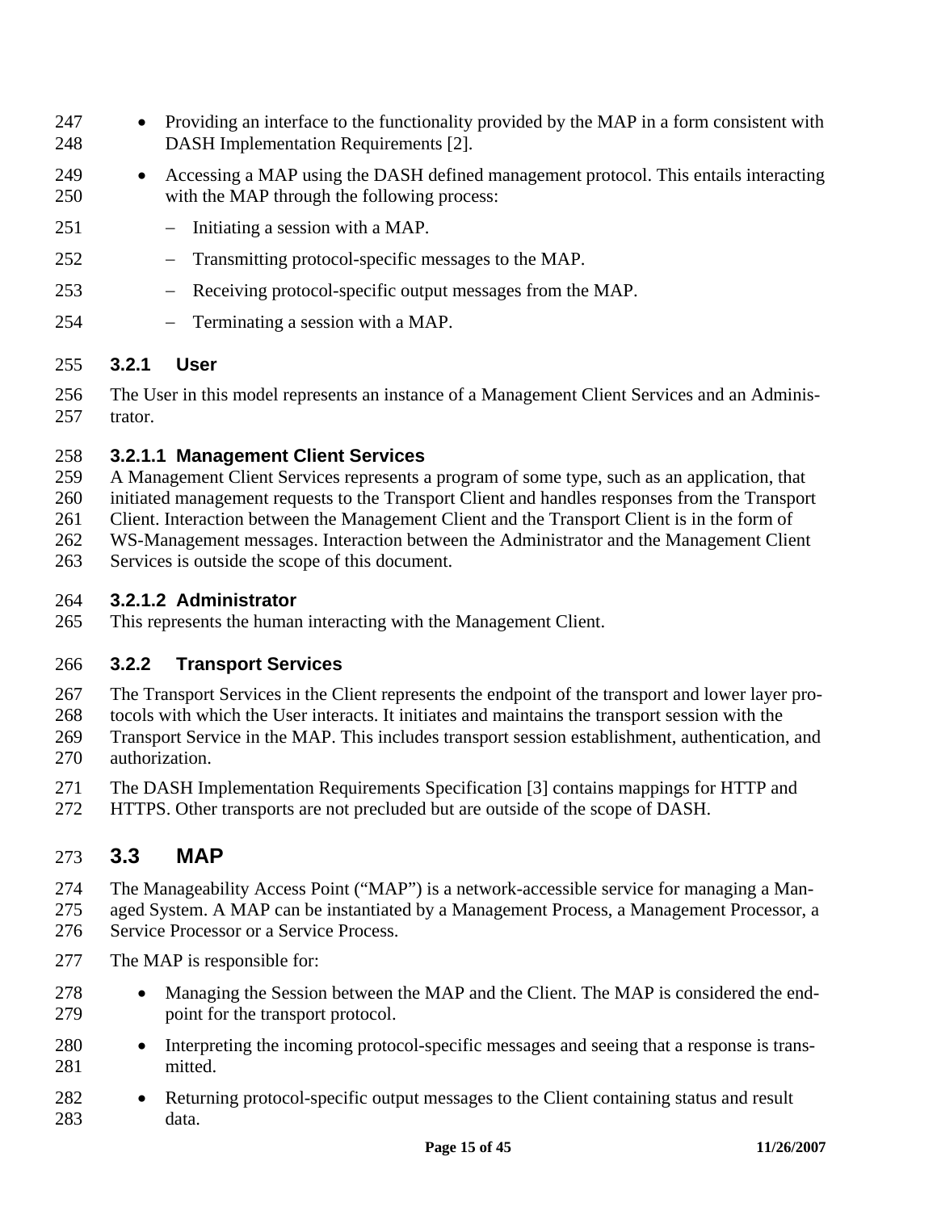- Providing an interface to the functionality provided by the MAP in a form consistent with DASH Implementation Requirements [2].
- Accessing a MAP using the DASH defined management protocol. This entails interacting with the MAP through the following process:
  - Initiating a session with a MAP.
  - Transmitting protocol-specific messages to the MAP.
  - Receiving protocol-specific output messages from the MAP.
  - Terminating a session with a MAP.

### 3.2.1 User

The User in this model represents an instance of a Management Client Services and an Administrator.

#### 3.2.1.1 Management Client Services

A Management Client Services represents a program of some type, such as an application, that initiated management requests to the Transport Client and handles responses from the Transport Client. Interaction between the Management Client and the Transport Client is in the form of WS-Management messages. Interaction between the Administrator and the Management Client Services is outside the scope of this document.

#### 3.2.1.2 Administrator

This represents the human interacting with the Management Client.

### 3.2.2 Transport Services

The Transport Services in the Client represents the endpoint of the transport and lower layer protocols with which the User interacts. It initiates and maintains the transport session with the Transport Service in the MAP. This includes transport session establishment, authentication, and authorization.

The DASH Implementation Requirements Specification [3] contains mappings for HTTP and HTTPS. Other transports are not precluded but are outside of the scope of DASH.

## 3.3 MAP

The Manageability Access Point ("MAP") is a network-accessible service for managing a Managed System. A MAP can be instantiated by a Management Process, a Management Processor, a Service Processor or a Service Process.

The MAP is responsible for:

- Managing the Session between the MAP and the Client. The MAP is considered the endpoint for the transport protocol.
- Interpreting the incoming protocol-specific messages and seeing that a response is transmitted.
- Returning protocol-specific output messages to the Client containing status and result data.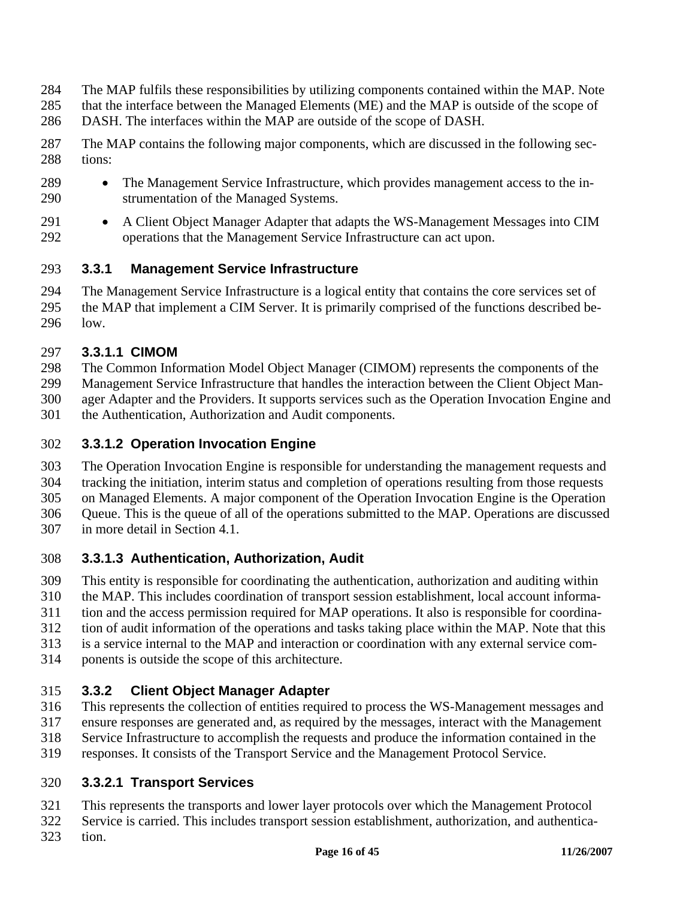The MAP fulfils these responsibilities by utilizing components contained within the MAP. Note that the interface between the Managed Elements (ME) and the MAP is outside of the scope of DASH. The interfaces within the MAP are outside of the scope of DASH.

The MAP contains the following major components, which are discussed in the following sections:

- The Management Service Infrastructure, which provides management access to the instrumentation of the Managed Systems.
- A Client Object Manager Adapter that adapts the WS-Management Messages into CIM operations that the Management Service Infrastructure can act upon.

### 3.3.1 Management Service Infrastructure

The Management Service Infrastructure is a logical entity that contains the core services set of the MAP that implement a CIM Server. It is primarily comprised of the functions described below.

#### 3.3.1.1 CIMOM

The Common Information Model Object Manager (CIMOM) represents the components of the Management Service Infrastructure that handles the interaction between the Client Object Manager Adapter and the Providers. It supports services such as the Operation Invocation Engine and the Authentication, Authorization and Audit components.

#### 3.3.1.2 Operation Invocation Engine

The Operation Invocation Engine is responsible for understanding the management requests and tracking the initiation, interim status and completion of operations resulting from those requests on Managed Elements. A major component of the Operation Invocation Engine is the Operation Queue. This is the queue of all of the operations submitted to the MAP. Operations are discussed in more detail in Section 4.1.

#### 3.3.1.3 Authentication, Authorization, Audit

This entity is responsible for coordinating the authentication, authorization and auditing within the MAP. This includes coordination of transport session establishment, local account information and the access permission required for MAP operations. It also is responsible for coordination of audit information of the operations and tasks taking place within the MAP. Note that this is a service internal to the MAP and interaction or coordination with any external service components is outside the scope of this architecture.

### 3.3.2 Client Object Manager Adapter

This represents the collection of entities required to process the WS-Management messages and ensure responses are generated and, as required by the messages, interact with the Management Service Infrastructure to accomplish the requests and produce the information contained in the responses. It consists of the Transport Service and the Management Protocol Service.

#### 3.3.2.1 Transport Services

This represents the transports and lower layer protocols over which the Management Protocol Service is carried. This includes transport session establishment, authorization, and authentication.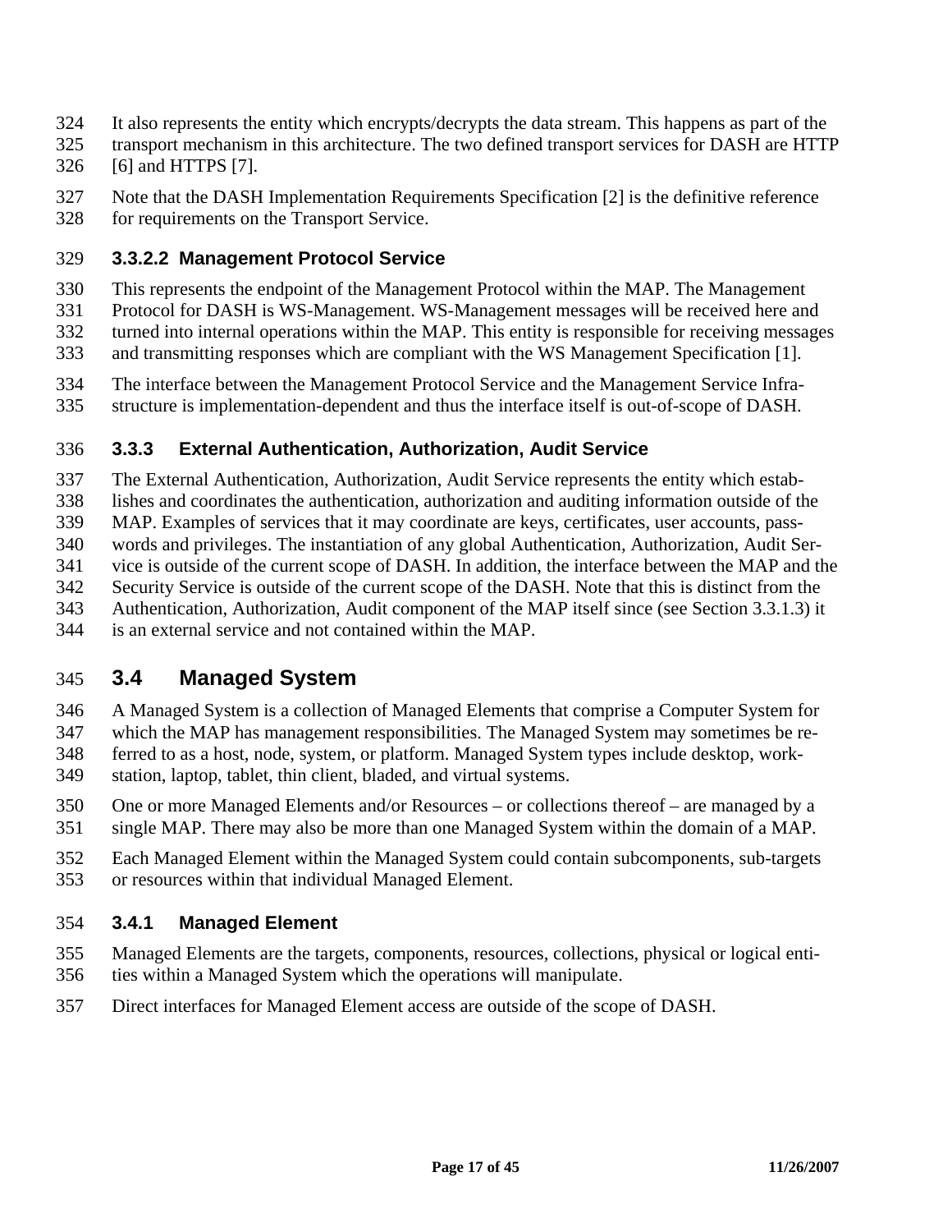It also represents the entity which encrypts/decrypts the data stream. This happens as part of the transport mechanism in this architecture. The two defined transport services for DASH are HTTP [6] and HTTPS [7].

Note that the DASH Implementation Requirements Specification [2] is the definitive reference for requirements on the Transport Service.

#### 3.3.2.2 Management Protocol Service

This represents the endpoint of the Management Protocol within the MAP. The Management Protocol for DASH is WS-Management. WS-Management messages will be received here and turned into internal operations within the MAP. This entity is responsible for receiving messages and transmitting responses which are compliant with the WS Management Specification [1].

The interface between the Management Protocol Service and the Management Service Infrastructure is implementation-dependent and thus the interface itself is out-of-scope of DASH.

### 3.3.3 External Authentication, Authorization, Audit Service

The External Authentication, Authorization, Audit Service represents the entity which establishes and coordinates the authentication, authorization and auditing information outside of the MAP. Examples of services that it may coordinate are keys, certificates, user accounts, passwords and privileges. The instantiation of any global Authentication, Authorization, Audit Service is outside of the current scope of DASH. In addition, the interface between the MAP and the Security Service is outside of the current scope of the DASH. Note that this is distinct from the Authentication, Authorization, Audit component of the MAP itself since (see Section 3.3.1.3) it is an external service and not contained within the MAP.

## 3.4 Managed System

A Managed System is a collection of Managed Elements that comprise a Computer System for which the MAP has management responsibilities. The Managed System may sometimes be referred to as a host, node, system, or platform. Managed System types include desktop, workstation, laptop, tablet, thin client, bladed, and virtual systems.

One or more Managed Elements and/or Resources – or collections thereof – are managed by a single MAP. There may also be more than one Managed System within the domain of a MAP.

Each Managed Element within the Managed System could contain subcomponents, sub-targets or resources within that individual Managed Element.

### 3.4.1 Managed Element

Managed Elements are the targets, components, resources, collections, physical or logical entities within a Managed System which the operations will manipulate.

Direct interfaces for Managed Element access are outside of the scope of DASH.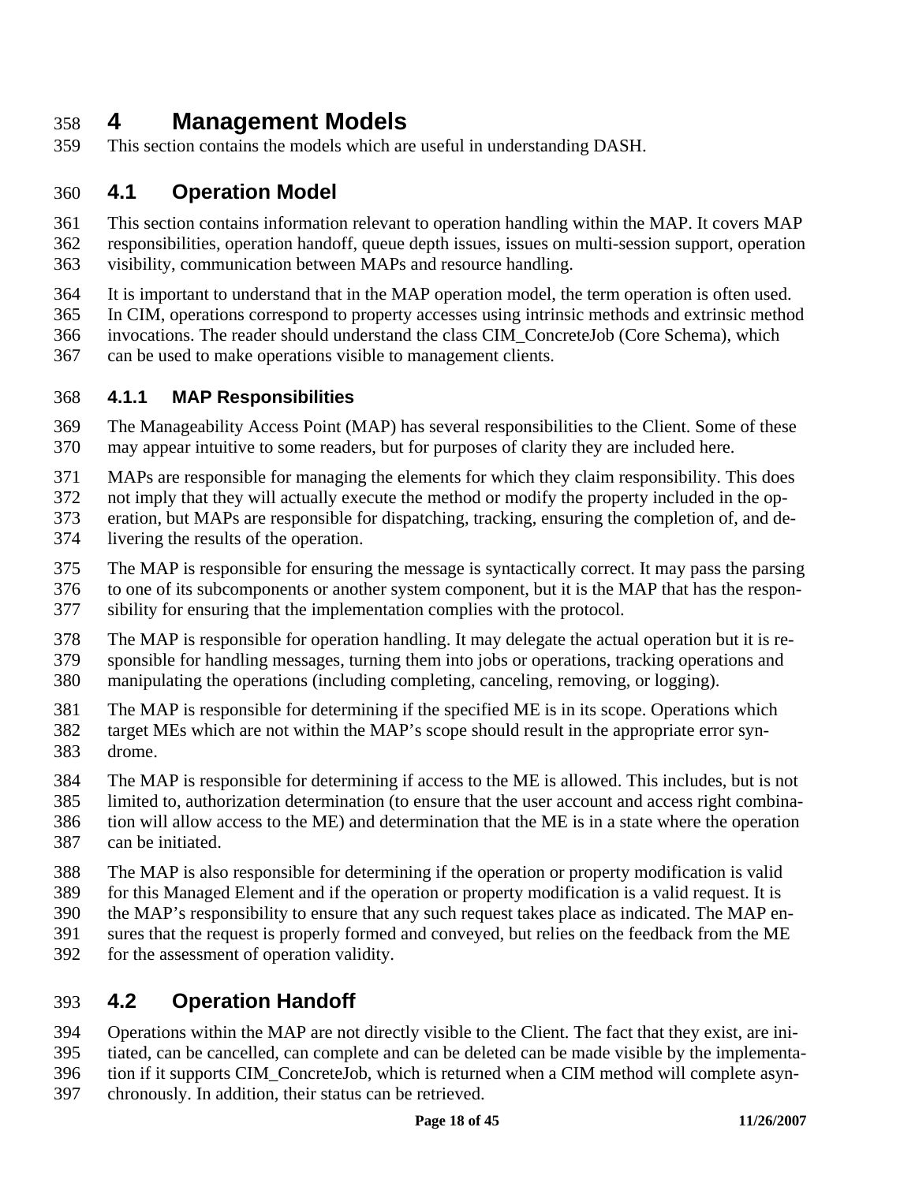# 4 Management Models

This section contains the models which are useful in understanding DASH.

## 4.1 Operation Model

This section contains information relevant to operation handling within the MAP. It covers MAP responsibilities, operation handoff, queue depth issues, issues on multi-session support, operation visibility, communication between MAPs and resource handling.

It is important to understand that in the MAP operation model, the term operation is often used. In CIM, operations correspond to property accesses using intrinsic methods and extrinsic method invocations. The reader should understand the class CIM_ConcreteJob (Core Schema), which can be used to make operations visible to management clients.

### 4.1.1 MAP Responsibilities

The Manageability Access Point (MAP) has several responsibilities to the Client. Some of these may appear intuitive to some readers, but for purposes of clarity they are included here.

MAPs are responsible for managing the elements for which they claim responsibility. This does not imply that they will actually execute the method or modify the property included in the operation, but MAPs are responsible for dispatching, tracking, ensuring the completion of, and delivering the results of the operation.

The MAP is responsible for ensuring the message is syntactically correct. It may pass the parsing to one of its subcomponents or another system component, but it is the MAP that has the responsibility for ensuring that the implementation complies with the protocol.

The MAP is responsible for operation handling. It may delegate the actual operation but it is responsible for handling messages, turning them into jobs or operations, tracking operations and manipulating the operations (including completing, canceling, removing, or logging).

The MAP is responsible for determining if the specified ME is in its scope. Operations which target MEs which are not within the MAP's scope should result in the appropriate error syndrome.

The MAP is responsible for determining if access to the ME is allowed. This includes, but is not limited to, authorization determination (to ensure that the user account and access right combination will allow access to the ME) and determination that the ME is in a state where the operation can be initiated.

The MAP is also responsible for determining if the operation or property modification is valid for this Managed Element and if the operation or property modification is a valid request. It is the MAP's responsibility to ensure that any such request takes place as indicated. The MAP ensures that the request is properly formed and conveyed, but relies on the feedback from the ME for the assessment of operation validity.

## 4.2 Operation Handoff

Operations within the MAP are not directly visible to the Client. The fact that they exist, are initiated, can be cancelled, can complete and can be deleted can be made visible by the implementation if it supports CIM_ConcreteJob, which is returned when a CIM method will complete asynchronously. In addition, their status can be retrieved.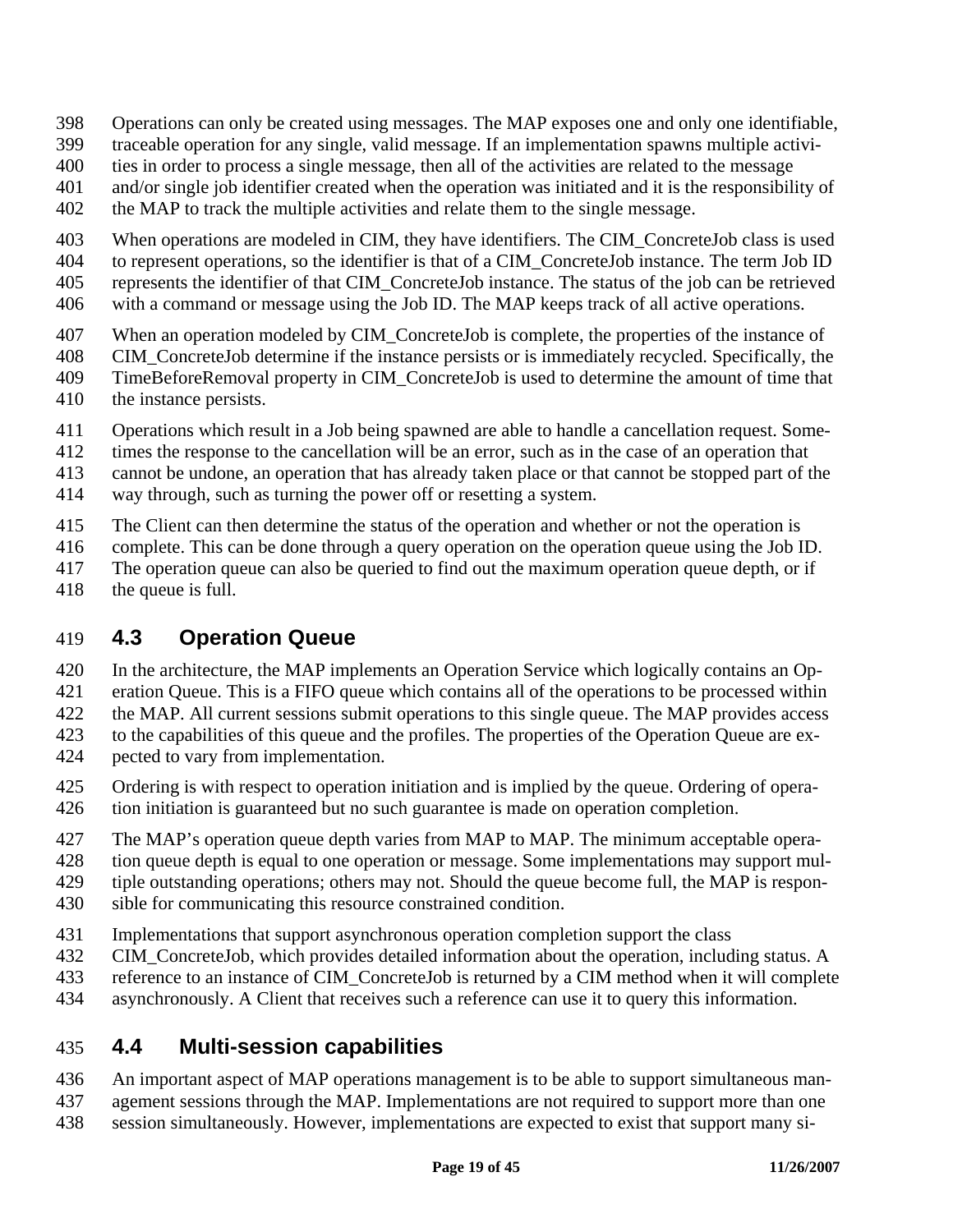Operations can only be created using messages. The MAP exposes one and only one identifiable, traceable operation for any single, valid message. If an implementation spawns multiple activities in order to process a single message, then all of the activities are related to the message and/or single job identifier created when the operation was initiated and it is the responsibility of the MAP to track the multiple activities and relate them to the single message.

When operations are modeled in CIM, they have identifiers. The CIM_ConcreteJob class is used to represent operations, so the identifier is that of a CIM_ConcreteJob instance. The term Job ID represents the identifier of that CIM_ConcreteJob instance. The status of the job can be retrieved with a command or message using the Job ID. The MAP keeps track of all active operations.

When an operation modeled by CIM_ConcreteJob is complete, the properties of the instance of CIM_ConcreteJob determine if the instance persists or is immediately recycled. Specifically, the TimeBeforeRemoval property in CIM_ConcreteJob is used to determine the amount of time that the instance persists.

Operations which result in a Job being spawned are able to handle a cancellation request. Sometimes the response to the cancellation will be an error, such as in the case of an operation that cannot be undone, an operation that has already taken place or that cannot be stopped part of the way through, such as turning the power off or resetting a system.

The Client can then determine the status of the operation and whether or not the operation is complete. This can be done through a query operation on the operation queue using the Job ID. The operation queue can also be queried to find out the maximum operation queue depth, or if the queue is full.

## 4.3 Operation Queue

In the architecture, the MAP implements an Operation Service which logically contains an Operation Queue. This is a FIFO queue which contains all of the operations to be processed within the MAP. All current sessions submit operations to this single queue. The MAP provides access to the capabilities of this queue and the profiles. The properties of the Operation Queue are expected to vary from implementation.

Ordering is with respect to operation initiation and is implied by the queue. Ordering of operation initiation is guaranteed but no such guarantee is made on operation completion.

The MAP's operation queue depth varies from MAP to MAP. The minimum acceptable operation queue depth is equal to one operation or message. Some implementations may support multiple outstanding operations; others may not. Should the queue become full, the MAP is responsible for communicating this resource constrained condition.

Implementations that support asynchronous operation completion support the class CIM_ConcreteJob, which provides detailed information about the operation, including status. A reference to an instance of CIM_ConcreteJob is returned by a CIM method when it will complete asynchronously. A Client that receives such a reference can use it to query this information.

## 4.4 Multi-session capabilities

An important aspect of MAP operations management is to be able to support simultaneous management sessions through the MAP. Implementations are not required to support more than one session simultaneously. However, implementations are expected to exist that support many si-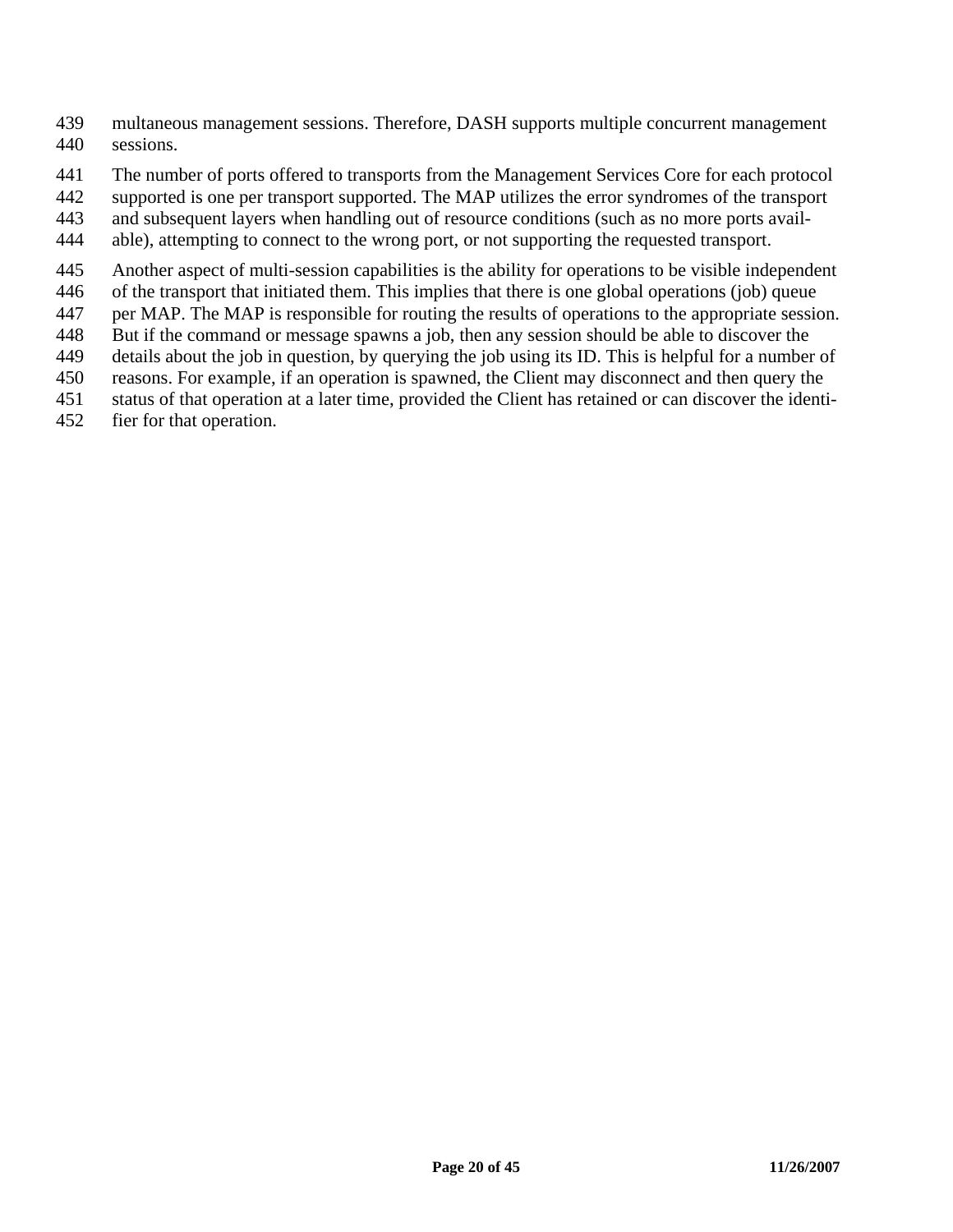multaneous management sessions. Therefore, DASH supports multiple concurrent management sessions.

The number of ports offered to transports from the Management Services Core for each protocol supported is one per transport supported. The MAP utilizes the error syndromes of the transport and subsequent layers when handling out of resource conditions (such as no more ports available), attempting to connect to the wrong port, or not supporting the requested transport.

Another aspect of multi-session capabilities is the ability for operations to be visible independent of the transport that initiated them. This implies that there is one global operations (job) queue per MAP. The MAP is responsible for routing the results of operations to the appropriate session. But if the command or message spawns a job, then any session should be able to discover the details about the job in question, by querying the job using its ID. This is helpful for a number of reasons. For example, if an operation is spawned, the Client may disconnect and then query the status of that operation at a later time, provided the Client has retained or can discover the identifier for that operation.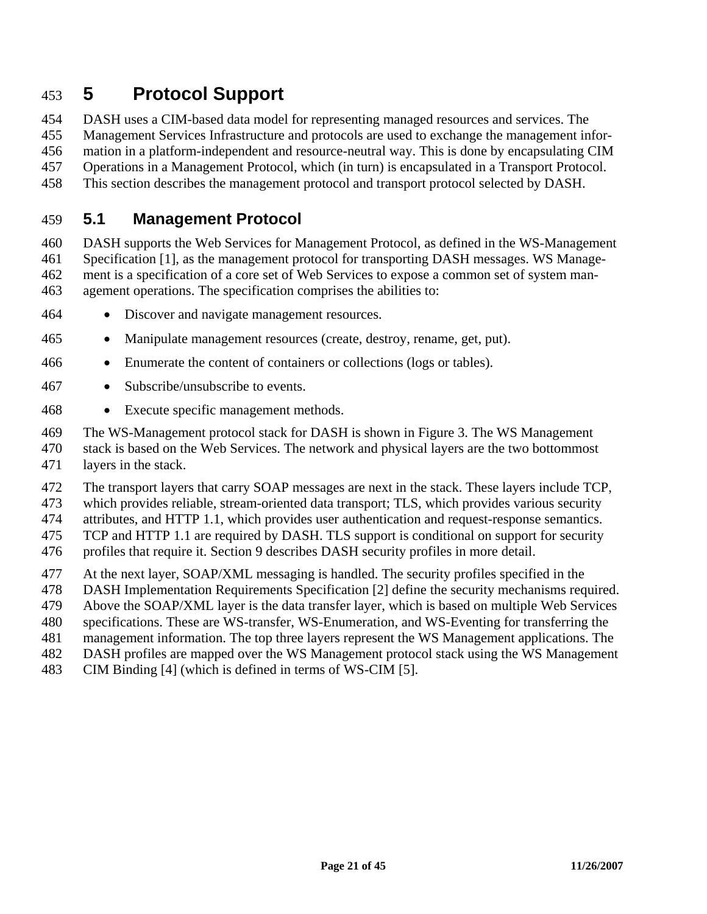# 5 Protocol Support

DASH uses a CIM-based data model for representing managed resources and services. The Management Services Infrastructure and protocols are used to exchange the management information in a platform-independent and resource-neutral way. This is done by encapsulating CIM Operations in a Management Protocol, which (in turn) is encapsulated in a Transport Protocol. This section describes the management protocol and transport protocol selected by DASH.

## 5.1 Management Protocol

DASH supports the Web Services for Management Protocol, as defined in the WS-Management Specification [1], as the management protocol for transporting DASH messages. WS Management is a specification of a core set of Web Services to expose a common set of system management operations. The specification comprises the abilities to:

- Discover and navigate management resources.
- Manipulate management resources (create, destroy, rename, get, put).
- Enumerate the content of containers or collections (logs or tables).
- Subscribe/unsubscribe to events.
- Execute specific management methods.

The WS-Management protocol stack for DASH is shown in Figure 3. The WS Management stack is based on the Web Services. The network and physical layers are the two bottommost layers in the stack.

The transport layers that carry SOAP messages are next in the stack. These layers include TCP, which provides reliable, stream-oriented data transport; TLS, which provides various security attributes, and HTTP 1.1, which provides user authentication and request-response semantics. TCP and HTTP 1.1 are required by DASH. TLS support is conditional on support for security profiles that require it. Section 9 describes DASH security profiles in more detail.

At the next layer, SOAP/XML messaging is handled. The security profiles specified in the DASH Implementation Requirements Specification [2] define the security mechanisms required. Above the SOAP/XML layer is the data transfer layer, which is based on multiple Web Services specifications. These are WS-transfer, WS-Enumeration, and WS-Eventing for transferring the management information. The top three layers represent the WS Management applications. The DASH profiles are mapped over the WS Management protocol stack using the WS Management CIM Binding [4] (which is defined in terms of WS-CIM [5].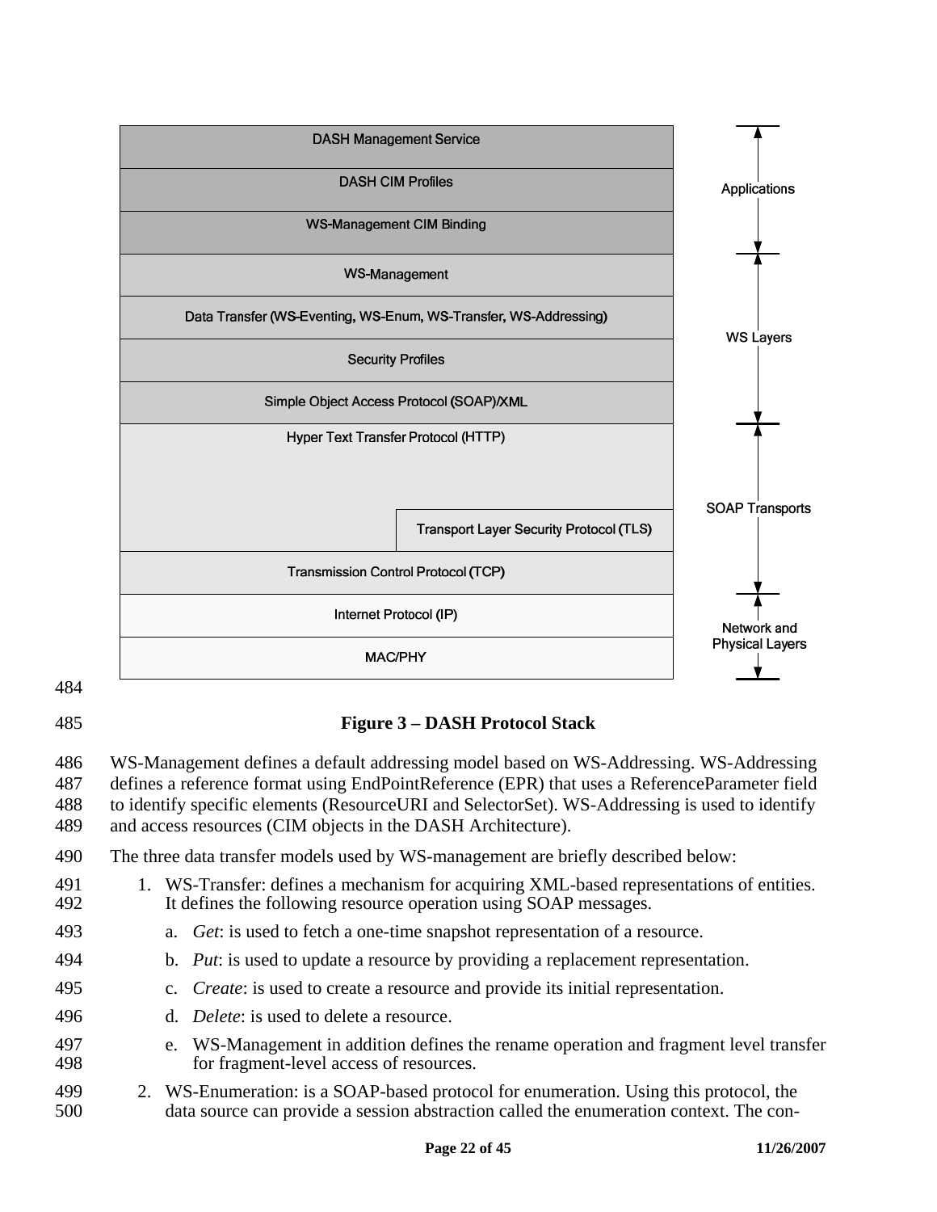| DASH Protocol Stack | Layer group |
|---|---|
| DASH Management Service | Applications |
| DASH CIM Profiles | Applications |
| WS-Management CIM Binding | Applications |
| WS-Management | WS Layers |
| Data Transfer (WS-Eventing, WS-Enum, WS-Transfer, WS-Addressing) | WS Layers |
| Security Profiles | WS Layers |
| Simple Object Access Protocol (SOAP)/XML | WS Layers |
| Hyper Text Transfer Protocol (HTTP) / Transport Layer Security Protocol (TLS) | SOAP Transports |
| Transmission Control Protocol (TCP) | SOAP Transports |
| Internet Protocol (IP) | Network and Physical Layers |
| MAC/PHY | Network and Physical Layers |

**Figure 3 – DASH Protocol Stack**

WS-Management defines a default addressing model based on WS-Addressing. WS-Addressing defines a reference format using EndPointReference (EPR) that uses a ReferenceParameter field to identify specific elements (ResourceURI and SelectorSet). WS-Addressing is used to identify and access resources (CIM objects in the DASH Architecture).

The three data transfer models used by WS-management are briefly described below:

1. WS-Transfer: defines a mechanism for acquiring XML-based representations of entities. It defines the following resource operation using SOAP messages.
   a. *Get*: is used to fetch a one-time snapshot representation of a resource.
   b. *Put*: is used to update a resource by providing a replacement representation.
   c. *Create*: is used to create a resource and provide its initial representation.
   d. *Delete*: is used to delete a resource.
   e. WS-Management in addition defines the rename operation and fragment level transfer for fragment-level access of resources.
2. WS-Enumeration: is a SOAP-based protocol for enumeration. Using this protocol, the data source can provide a session abstraction called the enumeration context. The con-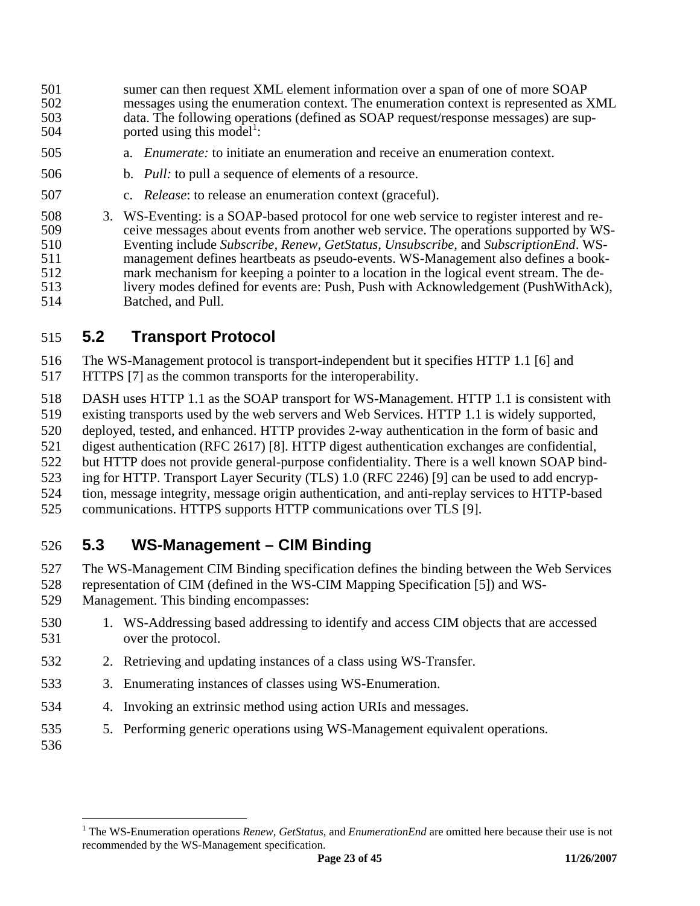sumer can then request XML element information over a span of one of more SOAP messages using the enumeration context. The enumeration context is represented as XML data. The following operations (defined as SOAP request/response messages) are supported using this model[1]:

   a. *Enumerate:* to initiate an enumeration and receive an enumeration context.
   b. *Pull:* to pull a sequence of elements of a resource.
   c. *Release*: to release an enumeration context (graceful).

3. WS-Eventing: is a SOAP-based protocol for one web service to register interest and receive messages about events from another web service. The operations supported by WS-Eventing include *Subscribe, Renew, GetStatus, Unsubscribe,* and *SubscriptionEnd*. WS-management defines heartbeats as pseudo-events. WS-Management also defines a bookmark mechanism for keeping a pointer to a location in the logical event stream. The delivery modes defined for events are: Push, Push with Acknowledgement (PushWithAck), Batched, and Pull.

## 5.2 Transport Protocol

The WS-Management protocol is transport-independent but it specifies HTTP 1.1 [6] and HTTPS [7] as the common transports for the interoperability.

DASH uses HTTP 1.1 as the SOAP transport for WS-Management. HTTP 1.1 is consistent with existing transports used by the web servers and Web Services. HTTP 1.1 is widely supported, deployed, tested, and enhanced. HTTP provides 2-way authentication in the form of basic and digest authentication (RFC 2617) [8]. HTTP digest authentication exchanges are confidential, but HTTP does not provide general-purpose confidentiality. There is a well known SOAP binding for HTTP. Transport Layer Security (TLS) 1.0 (RFC 2246) [9] can be used to add encryption, message integrity, message origin authentication, and anti-replay services to HTTP-based communications. HTTPS supports HTTP communications over TLS [9].

## 5.3 WS-Management – CIM Binding

The WS-Management CIM Binding specification defines the binding between the Web Services representation of CIM (defined in the WS-CIM Mapping Specification [5]) and WS-Management. This binding encompasses:

1. WS-Addressing based addressing to identify and access CIM objects that are accessed over the protocol.
2. Retrieving and updating instances of a class using WS-Transfer.
3. Enumerating instances of classes using WS-Enumeration.
4. Invoking an extrinsic method using action URIs and messages.
5. Performing generic operations using WS-Management equivalent operations.

---

[1] The WS-Enumeration operations *Renew*, *GetStatus*, and *EnumerationEnd* are omitted here because their use is not recommended by the WS-Management specification.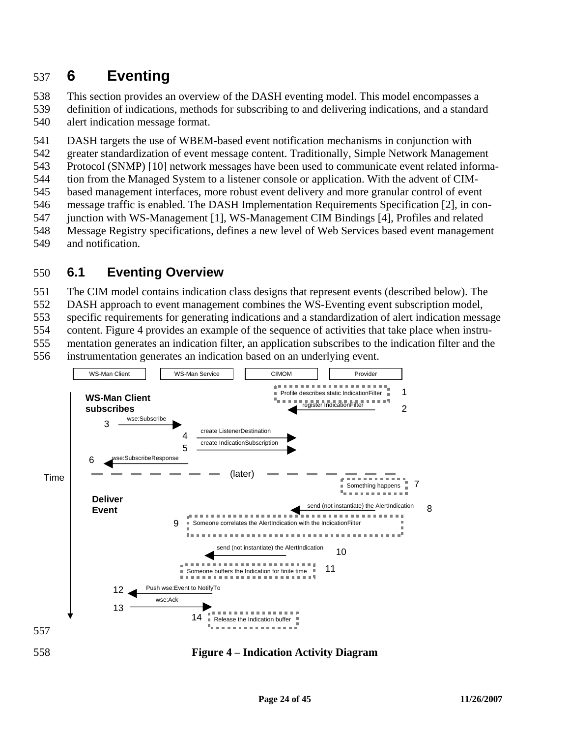# 6 Eventing

This section provides an overview of the DASH eventing model. This model encompasses a definition of indications, methods for subscribing to and delivering indications, and a standard alert indication message format.

DASH targets the use of WBEM-based event notification mechanisms in conjunction with greater standardization of event message content. Traditionally, Simple Network Management Protocol (SNMP) [10] network messages have been used to communicate event related information from the Managed System to a listener console or application. With the advent of CIM-based management interfaces, more robust event delivery and more granular control of event message traffic is enabled. The DASH Implementation Requirements Specification [2], in conjunction with WS-Management [1], WS-Management CIM Bindings [4], Profiles and related Message Registry specifications, defines a new level of Web Services based event management and notification.

## 6.1 Eventing Overview

The CIM model contains indication class designs that represent events (described below). The DASH approach to event management combines the WS-Eventing event subscription model, specific requirements for generating indications and a standardization of alert indication message content. Figure 4 provides an example of the sequence of activities that take place when instrumentation generates an indication filter, an application subscribes to the indication filter and the instrumentation generates an indication based on an underlying event.

WS-Man Client | WS-Man Service | CIMOM | Provider

Time

**WS-Man Client subscribes**

1. Profile describes static IndicationFilter
2. register IndicationFilter
3. wse:Subscribe
4. create ListenerDestination
5. create IndicationSubscription
6. wse:SubscribeResponse

(later)

**Deliver Event**

7. Something happens
8. send (not instantiate) the AlertIndication
9. Someone correlates the AlertIndication with the IndicationFilter
10. send (not instantiate) the AlertIndication
11. Someone buffers the Indication for finite time
12. Push wse:Event to NotifyTo
13. wse:Ack
14. Release the Indication buffer

**Figure 4 – Indication Activity Diagram**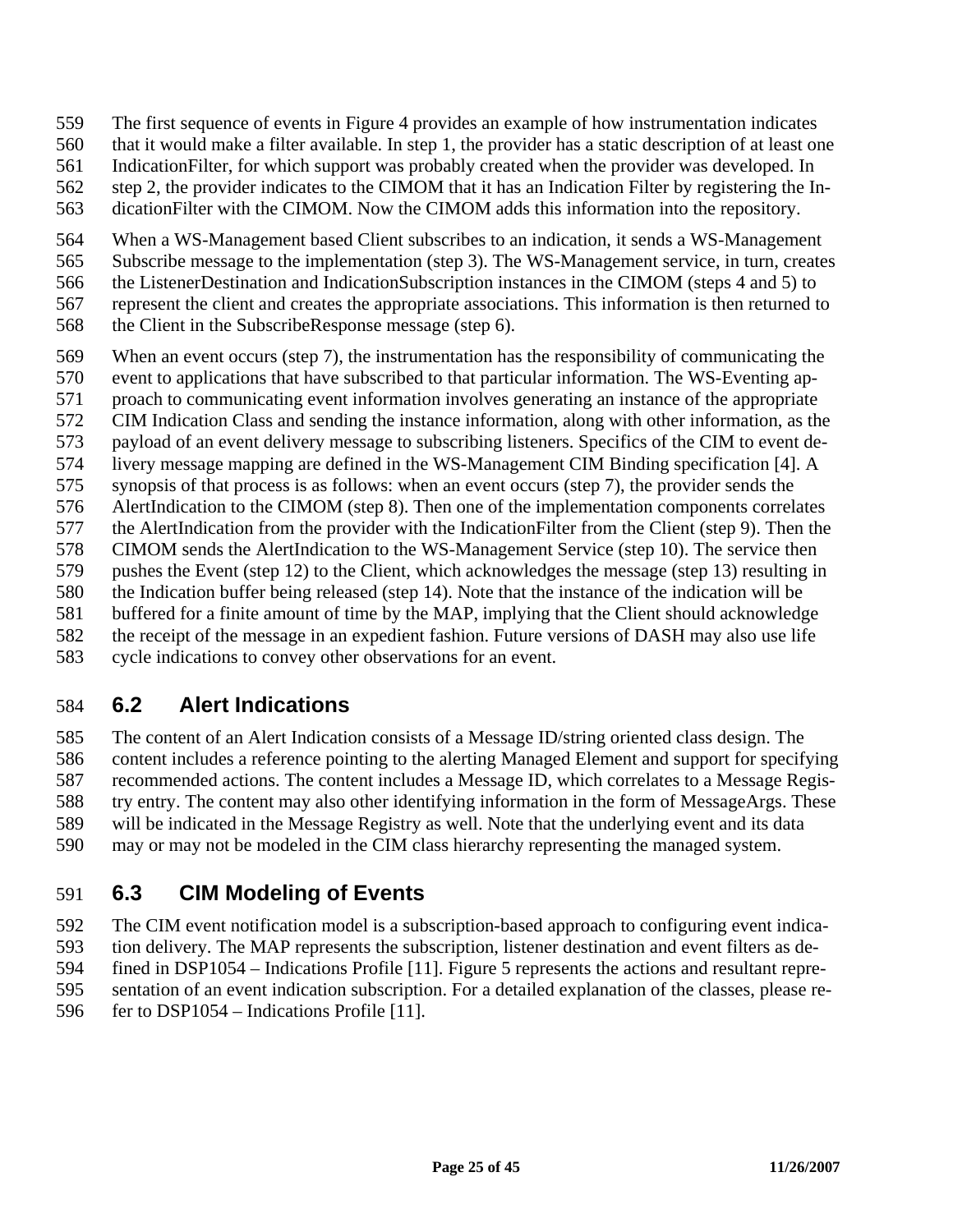The first sequence of events in Figure 4 provides an example of how instrumentation indicates that it would make a filter available. In step 1, the provider has a static description of at least one IndicationFilter, for which support was probably created when the provider was developed. In step 2, the provider indicates to the CIMOM that it has an Indication Filter by registering the IndicationFilter with the CIMOM. Now the CIMOM adds this information into the repository.

When a WS-Management based Client subscribes to an indication, it sends a WS-Management Subscribe message to the implementation (step 3). The WS-Management service, in turn, creates the ListenerDestination and IndicationSubscription instances in the CIMOM (steps 4 and 5) to represent the client and creates the appropriate associations. This information is then returned to the Client in the SubscribeResponse message (step 6).

When an event occurs (step 7), the instrumentation has the responsibility of communicating the event to applications that have subscribed to that particular information. The WS-Eventing approach to communicating event information involves generating an instance of the appropriate CIM Indication Class and sending the instance information, along with other information, as the payload of an event delivery message to subscribing listeners. Specifics of the CIM to event delivery message mapping are defined in the WS-Management CIM Binding specification [4]. A synopsis of that process is as follows: when an event occurs (step 7), the provider sends the AlertIndication to the CIMOM (step 8). Then one of the implementation components correlates the AlertIndication from the provider with the IndicationFilter from the Client (step 9). Then the CIMOM sends the AlertIndication to the WS-Management Service (step 10). The service then pushes the Event (step 12) to the Client, which acknowledges the message (step 13) resulting in the Indication buffer being released (step 14). Note that the instance of the indication will be buffered for a finite amount of time by the MAP, implying that the Client should acknowledge the receipt of the message in an expedient fashion. Future versions of DASH may also use life cycle indications to convey other observations for an event.

## 6.2 Alert Indications

The content of an Alert Indication consists of a Message ID/string oriented class design. The content includes a reference pointing to the alerting Managed Element and support for specifying recommended actions. The content includes a Message ID, which correlates to a Message Registry entry. The content may also other identifying information in the form of MessageArgs. These will be indicated in the Message Registry as well. Note that the underlying event and its data may or may not be modeled in the CIM class hierarchy representing the managed system.

## 6.3 CIM Modeling of Events

The CIM event notification model is a subscription-based approach to configuring event indication delivery. The MAP represents the subscription, listener destination and event filters as defined in DSP1054 – Indications Profile [11]. Figure 5 represents the actions and resultant representation of an event indication subscription. For a detailed explanation of the classes, please refer to DSP1054 – Indications Profile [11].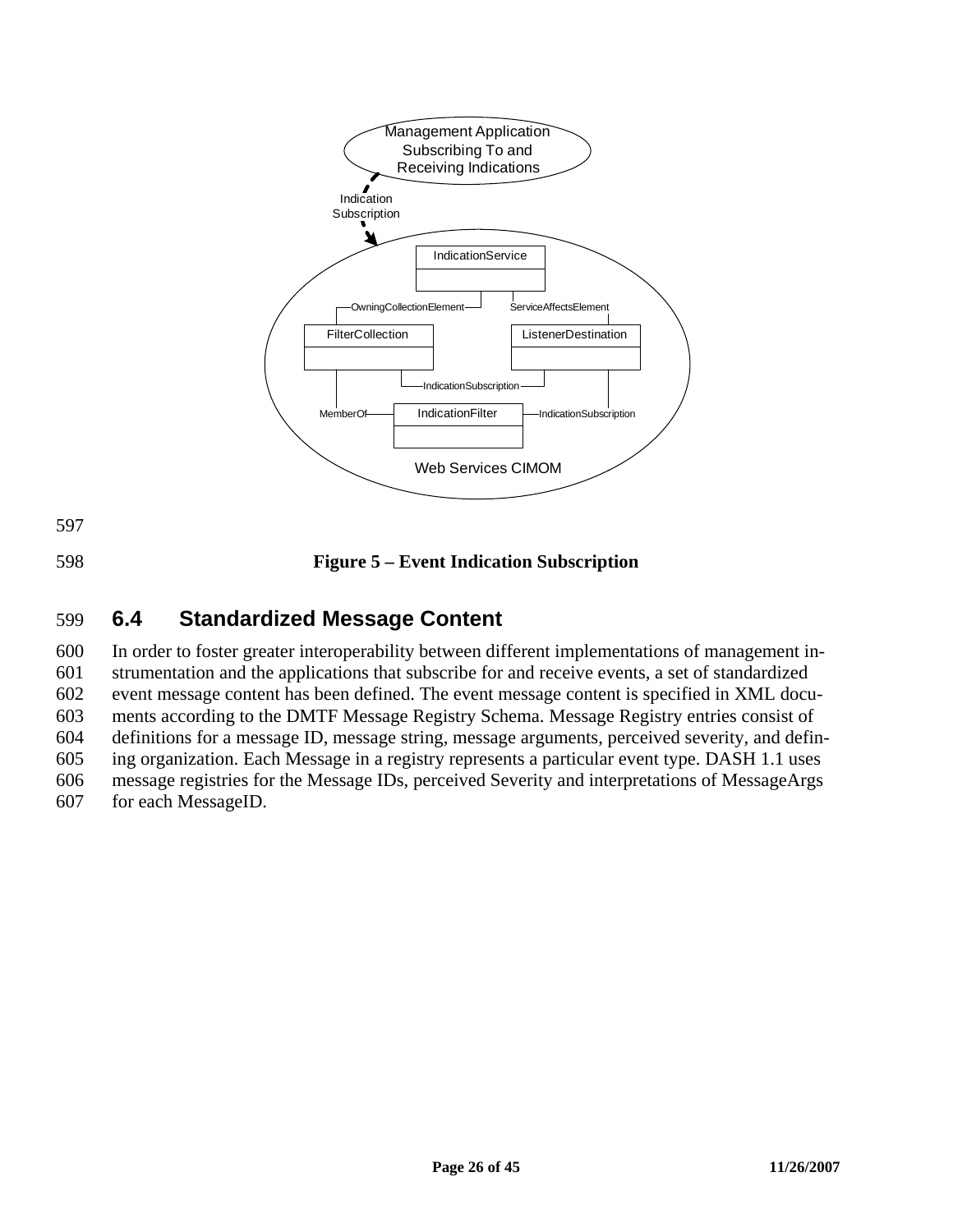Figure 5 – Event Indication Subscription

## 6.4 Standardized Message Content

In order to foster greater interoperability between different implementations of management instrumentation and the applications that subscribe for and receive events, a set of standardized event message content has been defined. The event message content is specified in XML documents according to the DMTF Message Registry Schema. Message Registry entries consist of definitions for a message ID, message string, message arguments, perceived severity, and defining organization. Each Message in a registry represents a particular event type. DASH 1.1 uses message registries for the Message IDs, perceived Severity and interpretations of MessageArgs for each MessageID.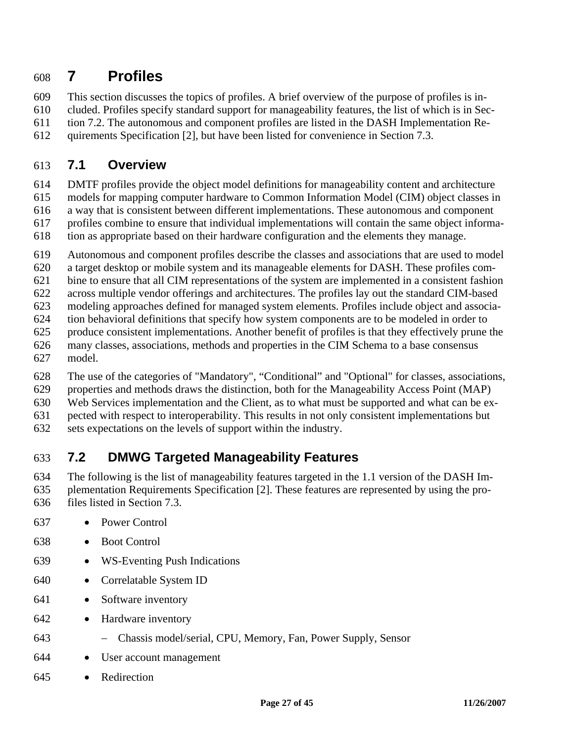# 7 Profiles

This section discusses the topics of profiles. A brief overview of the purpose of profiles is included. Profiles specify standard support for manageability features, the list of which is in Section 7.2. The autonomous and component profiles are listed in the DASH Implementation Requirements Specification [2], but have been listed for convenience in Section 7.3.

## 7.1 Overview

DMTF profiles provide the object model definitions for manageability content and architecture models for mapping computer hardware to Common Information Model (CIM) object classes in a way that is consistent between different implementations. These autonomous and component profiles combine to ensure that individual implementations will contain the same object information as appropriate based on their hardware configuration and the elements they manage.

Autonomous and component profiles describe the classes and associations that are used to model a target desktop or mobile system and its manageable elements for DASH. These profiles combine to ensure that all CIM representations of the system are implemented in a consistent fashion across multiple vendor offerings and architectures. The profiles lay out the standard CIM-based modeling approaches defined for managed system elements. Profiles include object and association behavioral definitions that specify how system components are to be modeled in order to produce consistent implementations. Another benefit of profiles is that they effectively prune the many classes, associations, methods and properties in the CIM Schema to a base consensus model.

The use of the categories of "Mandatory", “Conditional” and "Optional" for classes, associations, properties and methods draws the distinction, both for the Manageability Access Point (MAP) Web Services implementation and the Client, as to what must be supported and what can be expected with respect to interoperability. This results in not only consistent implementations but sets expectations on the levels of support within the industry.

## 7.2 DMWG Targeted Manageability Features

The following is the list of manageability features targeted in the 1.1 version of the DASH Implementation Requirements Specification [2]. These features are represented by using the profiles listed in Section 7.3.

- Power Control
- Boot Control
- WS-Eventing Push Indications
- Correlatable System ID
- Software inventory
- Hardware inventory
  - Chassis model/serial, CPU, Memory, Fan, Power Supply, Sensor
- User account management
- Redirection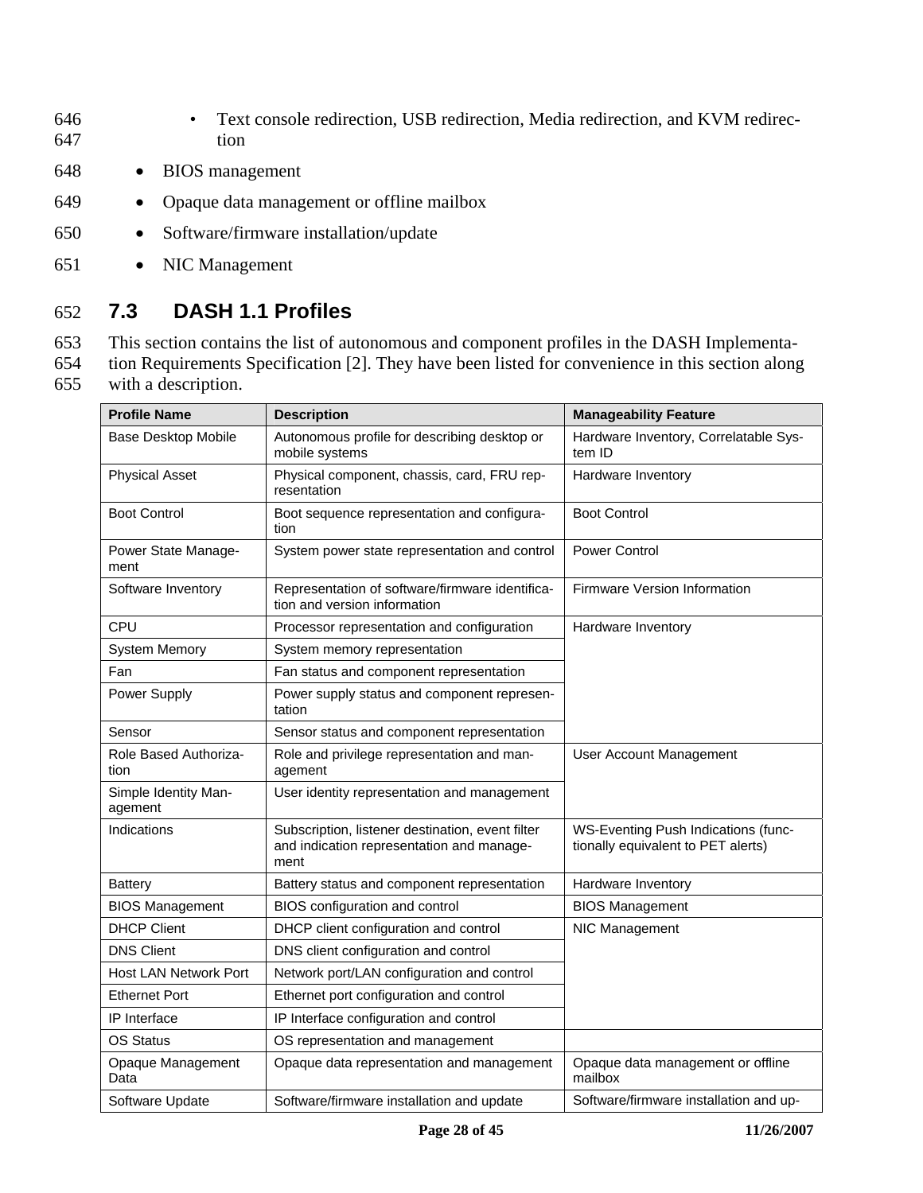- Text console redirection, USB redirection, Media redirection, and KVM redirection
- BIOS management
- Opaque data management or offline mailbox
- Software/firmware installation/update
- NIC Management

## 7.3 DASH 1.1 Profiles

This section contains the list of autonomous and component profiles in the DASH Implementation Requirements Specification [2]. They have been listed for convenience in this section along with a description.

| Profile Name | Description | Manageability Feature |
|---|---|---|
| Base Desktop Mobile | Autonomous profile for describing desktop or mobile systems | Hardware Inventory, Correlatable System ID |
| Physical Asset | Physical component, chassis, card, FRU representation | Hardware Inventory |
| Boot Control | Boot sequence representation and configuration | Boot Control |
| Power State Management | System power state representation and control | Power Control |
| Software Inventory | Representation of software/firmware identification and version information | Firmware Version Information |
| CPU | Processor representation and configuration | Hardware Inventory |
| System Memory | System memory representation | |
| Fan | Fan status and component representation | |
| Power Supply | Power supply status and component representation | |
| Sensor | Sensor status and component representation | |
| Role Based Authorization | Role and privilege representation and management | User Account Management |
| Simple Identity Management | User identity representation and management | |
| Indications | Subscription, listener destination, event filter and indication representation and management | WS-Eventing Push Indications (functionally equivalent to PET alerts) |
| Battery | Battery status and component representation | Hardware Inventory |
| BIOS Management | BIOS configuration and control | BIOS Management |
| DHCP Client | DHCP client configuration and control | NIC Management |
| DNS Client | DNS client configuration and control | |
| Host LAN Network Port | Network port/LAN configuration and control | |
| Ethernet Port | Ethernet port configuration and control | |
| IP Interface | IP Interface configuration and control | |
| OS Status | OS representation and management | |
| Opaque Management Data | Opaque data representation and management | Opaque data management or offline mailbox |
| Software Update | Software/firmware installation and update | Software/firmware installation and up- |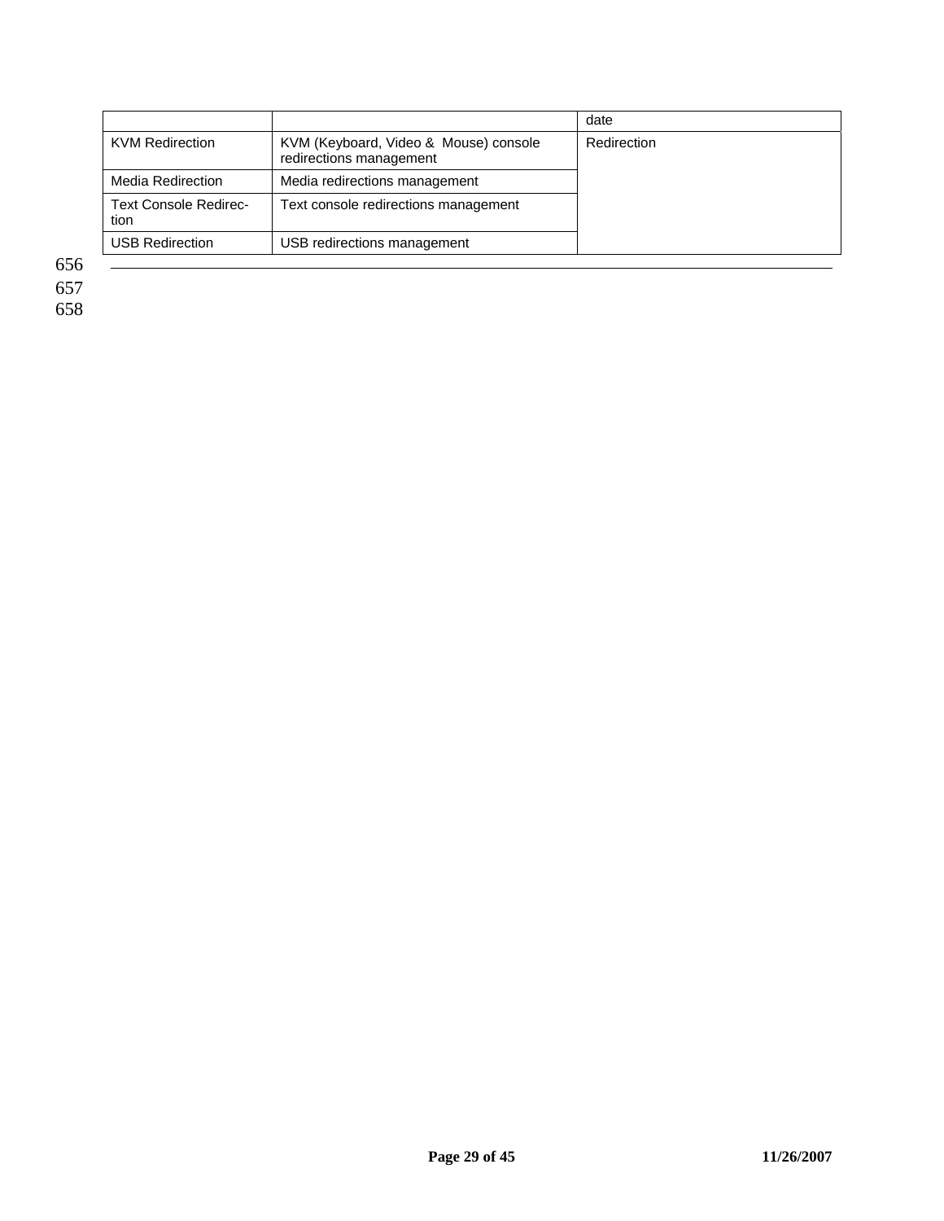| | | date |
|---|---|---|
| KVM Redirection | KVM (Keyboard, Video & Mouse) console redirections management | Redirection |
| Media Redirection | Media redirections management | |
| Text Console Redirection | Text console redirections management | |
| USB Redirection | USB redirections management | |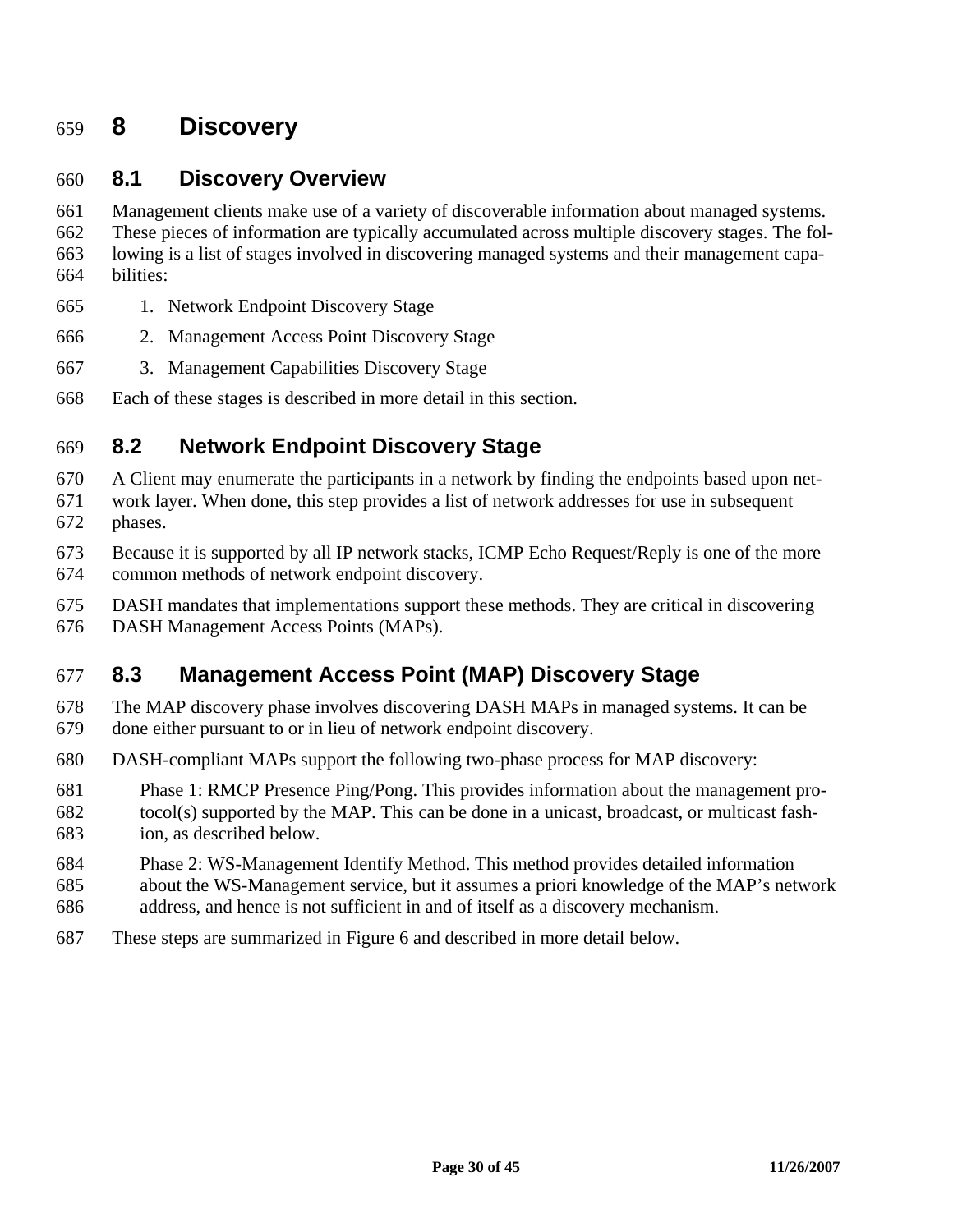# 8 Discovery

## 8.1 Discovery Overview

Management clients make use of a variety of discoverable information about managed systems. These pieces of information are typically accumulated across multiple discovery stages. The following is a list of stages involved in discovering managed systems and their management capabilities:

1. Network Endpoint Discovery Stage
2. Management Access Point Discovery Stage
3. Management Capabilities Discovery Stage

Each of these stages is described in more detail in this section.

## 8.2 Network Endpoint Discovery Stage

A Client may enumerate the participants in a network by finding the endpoints based upon network layer. When done, this step provides a list of network addresses for use in subsequent phases.

Because it is supported by all IP network stacks, ICMP Echo Request/Reply is one of the more common methods of network endpoint discovery.

DASH mandates that implementations support these methods. They are critical in discovering DASH Management Access Points (MAPs).

## 8.3 Management Access Point (MAP) Discovery Stage

The MAP discovery phase involves discovering DASH MAPs in managed systems. It can be done either pursuant to or in lieu of network endpoint discovery.

DASH-compliant MAPs support the following two-phase process for MAP discovery:

Phase 1: RMCP Presence Ping/Pong. This provides information about the management protocol(s) supported by the MAP. This can be done in a unicast, broadcast, or multicast fashion, as described below.

Phase 2: WS-Management Identify Method. This method provides detailed information about the WS-Management service, but it assumes a priori knowledge of the MAP's network address, and hence is not sufficient in and of itself as a discovery mechanism.

These steps are summarized in Figure 6 and described in more detail below.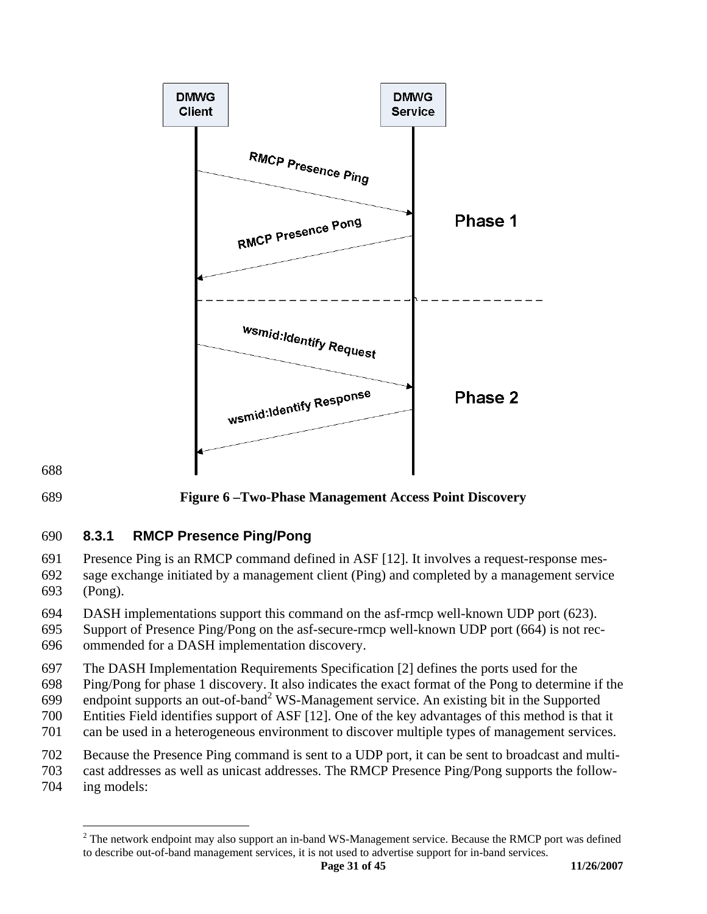Figure 6 –Two-Phase Management Access Point Discovery

### 8.3.1 RMCP Presence Ping/Pong

Presence Ping is an RMCP command defined in ASF [12]. It involves a request-response message exchange initiated by a management client (Ping) and completed by a management service (Pong).

DASH implementations support this command on the asf-rmcp well-known UDP port (623). Support of Presence Ping/Pong on the asf-secure-rmcp well-known UDP port (664) is not recommended for a DASH implementation discovery.

The DASH Implementation Requirements Specification [2] defines the ports used for the Ping/Pong for phase 1 discovery. It also indicates the exact format of the Pong to determine if the endpoint supports an out-of-band[2] WS-Management service. An existing bit in the Supported Entities Field identifies support of ASF [12]. One of the key advantages of this method is that it can be used in a heterogeneous environment to discover multiple types of management services.

Because the Presence Ping command is sent to a UDP port, it can be sent to broadcast and multicast addresses as well as unicast addresses. The RMCP Presence Ping/Pong supports the following models:

[2] The network endpoint may also support an in-band WS-Management service. Because the RMCP port was defined to describe out-of-band management services, it is not used to advertise support for in-band services.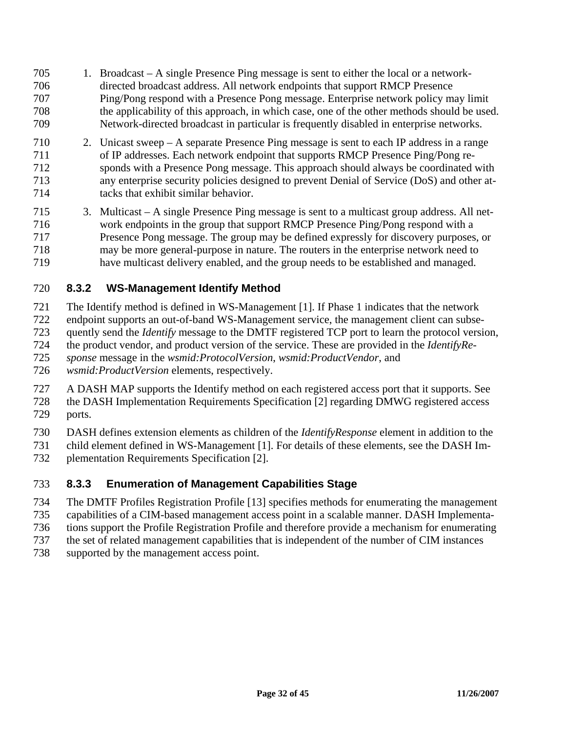1. Broadcast – A single Presence Ping message is sent to either the local or a network-directed broadcast address. All network endpoints that support RMCP Presence Ping/Pong respond with a Presence Pong message. Enterprise network policy may limit the applicability of this approach, in which case, one of the other methods should be used. Network-directed broadcast in particular is frequently disabled in enterprise networks.
2. Unicast sweep – A separate Presence Ping message is sent to each IP address in a range of IP addresses. Each network endpoint that supports RMCP Presence Ping/Pong responds with a Presence Pong message. This approach should always be coordinated with any enterprise security policies designed to prevent Denial of Service (DoS) and other attacks that exhibit similar behavior.
3. Multicast – A single Presence Ping message is sent to a multicast group address. All network endpoints in the group that support RMCP Presence Ping/Pong respond with a Presence Pong message. The group may be defined expressly for discovery purposes, or may be more general-purpose in nature. The routers in the enterprise network need to have multicast delivery enabled, and the group needs to be established and managed.

### 8.3.2 WS-Management Identify Method

The Identify method is defined in WS-Management [1]. If Phase 1 indicates that the network endpoint supports an out-of-band WS-Management service, the management client can subsequently send the *Identify* message to the DMTF registered TCP port to learn the protocol version, the product vendor, and product version of the service. These are provided in the *IdentifyResponse* message in the *wsmid:ProtocolVersion*, *wsmid:ProductVendor*, and *wsmid:ProductVersion* elements, respectively.

A DASH MAP supports the Identify method on each registered access port that it supports. See the DASH Implementation Requirements Specification [2] regarding DMWG registered access ports.

DASH defines extension elements as children of the *IdentifyResponse* element in addition to the child element defined in WS-Management [1]. For details of these elements, see the DASH Implementation Requirements Specification [2].

### 8.3.3 Enumeration of Management Capabilities Stage

The DMTF Profiles Registration Profile [13] specifies methods for enumerating the management capabilities of a CIM-based management access point in a scalable manner. DASH Implementations support the Profile Registration Profile and therefore provide a mechanism for enumerating the set of related management capabilities that is independent of the number of CIM instances supported by the management access point.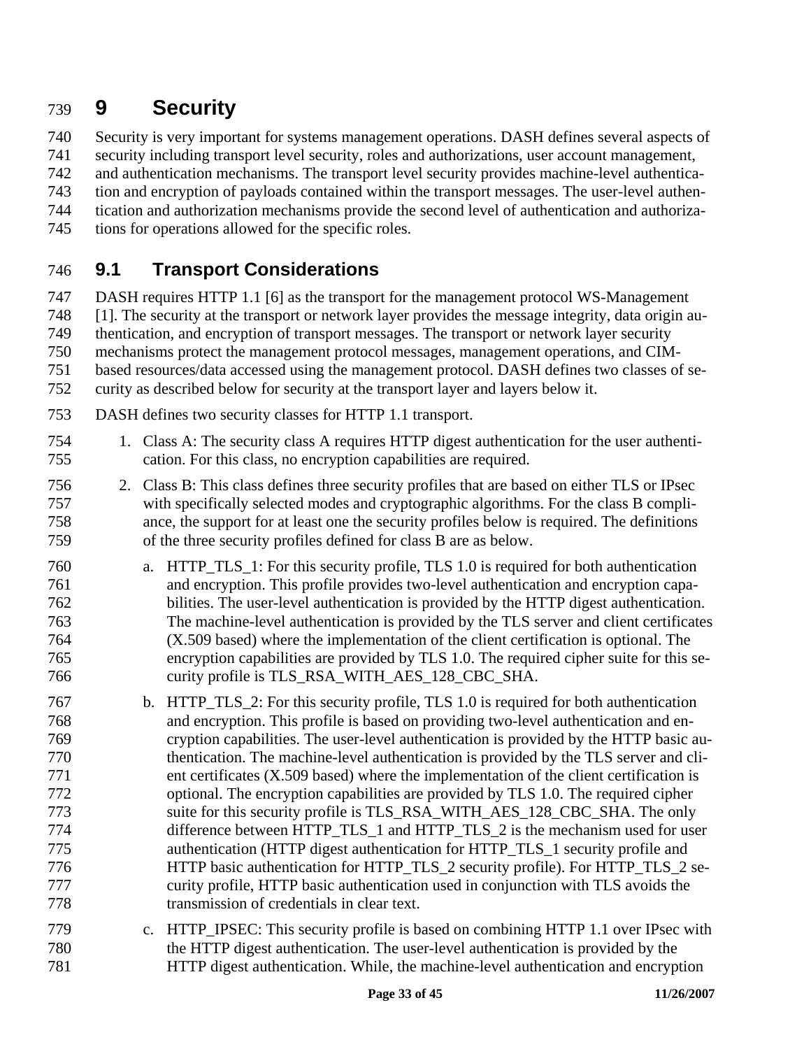# 9 Security

Security is very important for systems management operations. DASH defines several aspects of security including transport level security, roles and authorizations, user account management, and authentication mechanisms. The transport level security provides machine-level authentication and encryption of payloads contained within the transport messages. The user-level authentication and authorization mechanisms provide the second level of authentication and authorizations for operations allowed for the specific roles.

## 9.1 Transport Considerations

DASH requires HTTP 1.1 [6] as the transport for the management protocol WS-Management [1]. The security at the transport or network layer provides the message integrity, data origin authentication, and encryption of transport messages. The transport or network layer security mechanisms protect the management protocol messages, management operations, and CIM-based resources/data accessed using the management protocol. DASH defines two classes of security as described below for security at the transport layer and layers below it.

DASH defines two security classes for HTTP 1.1 transport.

1. Class A: The security class A requires HTTP digest authentication for the user authentication. For this class, no encryption capabilities are required.
2. Class B: This class defines three security profiles that are based on either TLS or IPsec with specifically selected modes and cryptographic algorithms. For the class B compliance, the support for at least one the security profiles below is required. The definitions of the three security profiles defined for class B are as below.
   a. HTTP_TLS_1: For this security profile, TLS 1.0 is required for both authentication and encryption. This profile provides two-level authentication and encryption capabilities. The user-level authentication is provided by the HTTP digest authentication. The machine-level authentication is provided by the TLS server and client certificates (X.509 based) where the implementation of the client certification is optional. The encryption capabilities are provided by TLS 1.0. The required cipher suite for this security profile is TLS_RSA_WITH_AES_128_CBC_SHA.
   b. HTTP_TLS_2: For this security profile, TLS 1.0 is required for both authentication and encryption. This profile is based on providing two-level authentication and encryption capabilities. The user-level authentication is provided by the HTTP basic authentication. The machine-level authentication is provided by the TLS server and client certificates (X.509 based) where the implementation of the client certification is optional. The encryption capabilities are provided by TLS 1.0. The required cipher suite for this security profile is TLS_RSA_WITH_AES_128_CBC_SHA. The only difference between HTTP_TLS_1 and HTTP_TLS_2 is the mechanism used for user authentication (HTTP digest authentication for HTTP_TLS_1 security profile and HTTP basic authentication for HTTP_TLS_2 security profile). For HTTP_TLS_2 security profile, HTTP basic authentication used in conjunction with TLS avoids the transmission of credentials in clear text.
   c. HTTP_IPSEC: This security profile is based on combining HTTP 1.1 over IPsec with the HTTP digest authentication. The user-level authentication is provided by the HTTP digest authentication. While, the machine-level authentication and encryption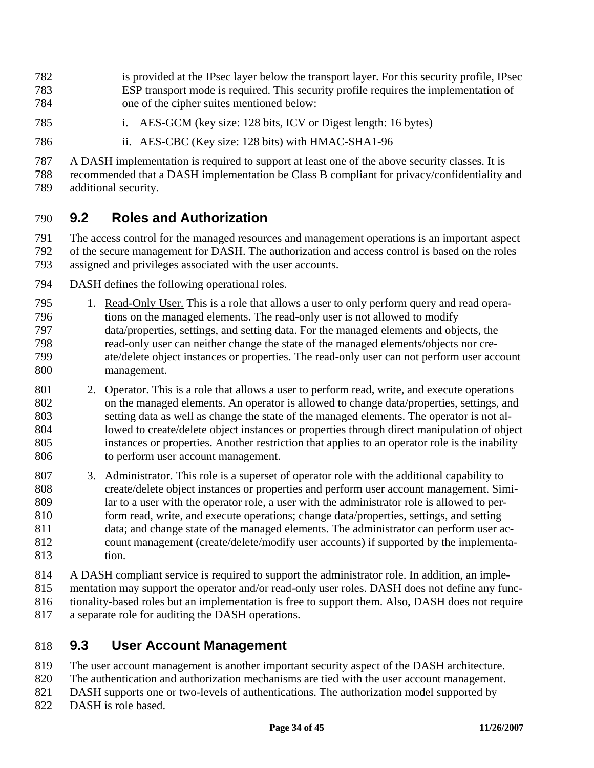is provided at the IPsec layer below the transport layer. For this security profile, IPsec ESP transport mode is required. This security profile requires the implementation of one of the cipher suites mentioned below:

   i. AES-GCM (key size: 128 bits, ICV or Digest length: 16 bytes)

   ii. AES-CBC (Key size: 128 bits) with HMAC-SHA1-96

A DASH implementation is required to support at least one of the above security classes. It is recommended that a DASH implementation be Class B compliant for privacy/confidentiality and additional security.

## 9.2 Roles and Authorization

The access control for the managed resources and management operations is an important aspect of the secure management for DASH. The authorization and access control is based on the roles assigned and privileges associated with the user accounts.

DASH defines the following operational roles.

1. Read-Only User. This is a role that allows a user to only perform query and read operations on the managed elements. The read-only user is not allowed to modify data/properties, settings, and setting data. For the managed elements and objects, the read-only user can neither change the state of the managed elements/objects nor create/delete object instances or properties. The read-only user can not perform user account management.

2. Operator. This is a role that allows a user to perform read, write, and execute operations on the managed elements. An operator is allowed to change data/properties, settings, and setting data as well as change the state of the managed elements. The operator is not allowed to create/delete object instances or properties through direct manipulation of object instances or properties. Another restriction that applies to an operator role is the inability to perform user account management.

3. Administrator. This role is a superset of operator role with the additional capability to create/delete object instances or properties and perform user account management. Similar to a user with the operator role, a user with the administrator role is allowed to perform read, write, and execute operations; change data/properties, settings, and setting data; and change state of the managed elements. The administrator can perform user account management (create/delete/modify user accounts) if supported by the implementation.

A DASH compliant service is required to support the administrator role. In addition, an implementation may support the operator and/or read-only user roles. DASH does not define any functionality-based roles but an implementation is free to support them. Also, DASH does not require a separate role for auditing the DASH operations.

## 9.3 User Account Management

The user account management is another important security aspect of the DASH architecture. The authentication and authorization mechanisms are tied with the user account management. DASH supports one or two-levels of authentications. The authorization model supported by DASH is role based.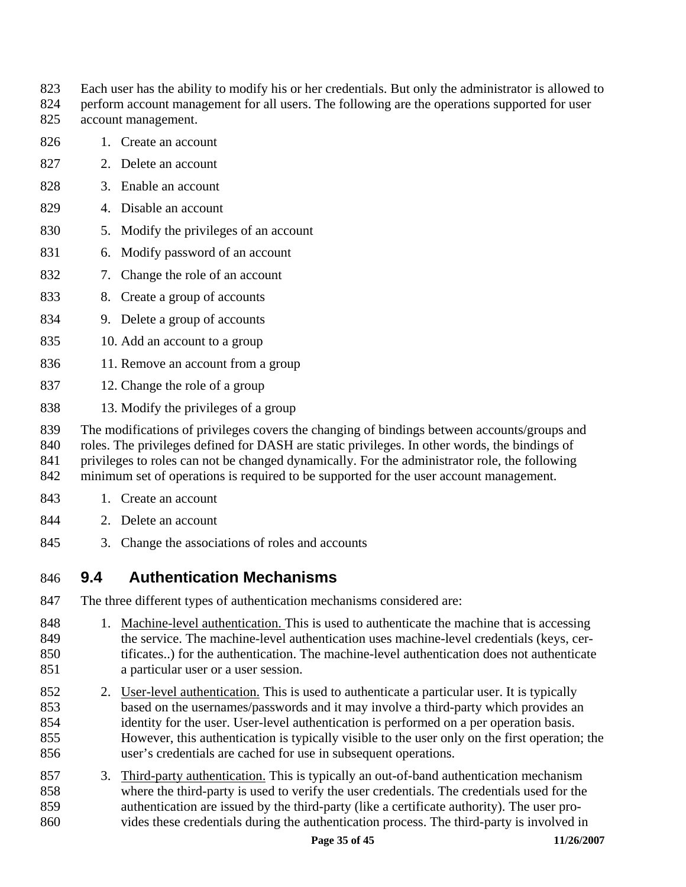Each user has the ability to modify his or her credentials. But only the administrator is allowed to perform account management for all users. The following are the operations supported for user account management.

1. Create an account
2. Delete an account
3. Enable an account
4. Disable an account
5. Modify the privileges of an account
6. Modify password of an account
7. Change the role of an account
8. Create a group of accounts
9. Delete a group of accounts
10. Add an account to a group
11. Remove an account from a group
12. Change the role of a group
13. Modify the privileges of a group

The modifications of privileges covers the changing of bindings between accounts/groups and roles. The privileges defined for DASH are static privileges. In other words, the bindings of privileges to roles can not be changed dynamically. For the administrator role, the following minimum set of operations is required to be supported for the user account management.

1. Create an account
2. Delete an account
3. Change the associations of roles and accounts

## 9.4 Authentication Mechanisms

The three different types of authentication mechanisms considered are:

1. Machine-level authentication. This is used to authenticate the machine that is accessing the service. The machine-level authentication uses machine-level credentials (keys, certificates..) for the authentication. The machine-level authentication does not authenticate a particular user or a user session.
2. User-level authentication. This is used to authenticate a particular user. It is typically based on the usernames/passwords and it may involve a third-party which provides an identity for the user. User-level authentication is performed on a per operation basis. However, this authentication is typically visible to the user only on the first operation; the user's credentials are cached for use in subsequent operations.
3. Third-party authentication. This is typically an out-of-band authentication mechanism where the third-party is used to verify the user credentials. The credentials used for the authentication are issued by the third-party (like a certificate authority). The user provides these credentials during the authentication process. The third-party is involved in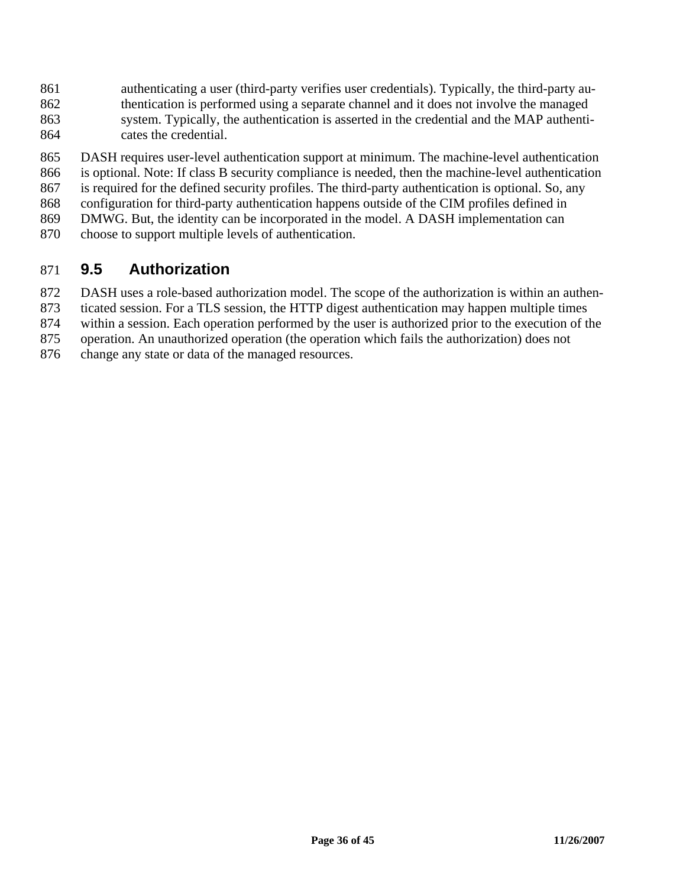authenticating a user (third-party verifies user credentials). Typically, the third-party authentication is performed using a separate channel and it does not involve the managed system. Typically, the authentication is asserted in the credential and the MAP authenticates the credential.

DASH requires user-level authentication support at minimum. The machine-level authentication is optional. Note: If class B security compliance is needed, then the machine-level authentication is required for the defined security profiles. The third-party authentication is optional. So, any configuration for third-party authentication happens outside of the CIM profiles defined in DMWG. But, the identity can be incorporated in the model. A DASH implementation can choose to support multiple levels of authentication.

## 9.5 Authorization

DASH uses a role-based authorization model. The scope of the authorization is within an authenticated session. For a TLS session, the HTTP digest authentication may happen multiple times within a session. Each operation performed by the user is authorized prior to the execution of the operation. An unauthorized operation (the operation which fails the authorization) does not change any state or data of the managed resources.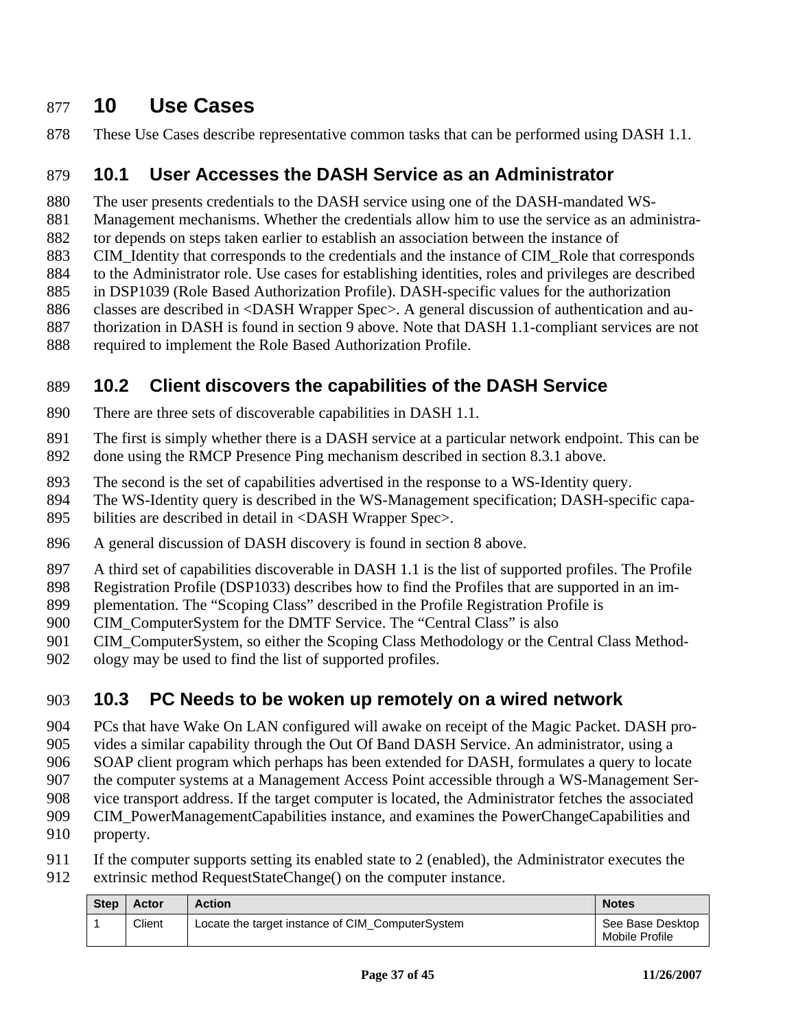# 10 Use Cases

These Use Cases describe representative common tasks that can be performed using DASH 1.1.

## 10.1 User Accesses the DASH Service as an Administrator

The user presents credentials to the DASH service using one of the DASH-mandated WS-Management mechanisms. Whether the credentials allow him to use the service as an administrator depends on steps taken earlier to establish an association between the instance of CIM_Identity that corresponds to the credentials and the instance of CIM_Role that corresponds to the Administrator role. Use cases for establishing identities, roles and privileges are described in DSP1039 (Role Based Authorization Profile). DASH-specific values for the authorization classes are described in <DASH Wrapper Spec>. A general discussion of authentication and authorization in DASH is found in section 9 above. Note that DASH 1.1-compliant services are not required to implement the Role Based Authorization Profile.

## 10.2 Client discovers the capabilities of the DASH Service

There are three sets of discoverable capabilities in DASH 1.1.

The first is simply whether there is a DASH service at a particular network endpoint. This can be done using the RMCP Presence Ping mechanism described in section 8.3.1 above.

The second is the set of capabilities advertised in the response to a WS-Identity query. The WS-Identity query is described in the WS-Management specification; DASH-specific capabilities are described in detail in <DASH Wrapper Spec>.

A general discussion of DASH discovery is found in section 8 above.

A third set of capabilities discoverable in DASH 1.1 is the list of supported profiles. The Profile Registration Profile (DSP1033) describes how to find the Profiles that are supported in an implementation. The "Scoping Class" described in the Profile Registration Profile is CIM_ComputerSystem for the DMTF Service. The "Central Class" is also CIM_ComputerSystem, so either the Scoping Class Methodology or the Central Class Methodology may be used to find the list of supported profiles.

## 10.3 PC Needs to be woken up remotely on a wired network

PCs that have Wake On LAN configured will awake on receipt of the Magic Packet. DASH provides a similar capability through the Out Of Band DASH Service. An administrator, using a SOAP client program which perhaps has been extended for DASH, formulates a query to locate the computer systems at a Management Access Point accessible through a WS-Management Service transport address. If the target computer is located, the Administrator fetches the associated CIM_PowerManagementCapabilities instance, and examines the PowerChangeCapabilities and property.

If the computer supports setting its enabled state to 2 (enabled), the Administrator executes the extrinsic method RequestStateChange() on the computer instance.

| Step | Actor | Action | Notes |
|---|---|---|---|
| 1 | Client | Locate the target instance of CIM_ComputerSystem | See Base Desktop Mobile Profile |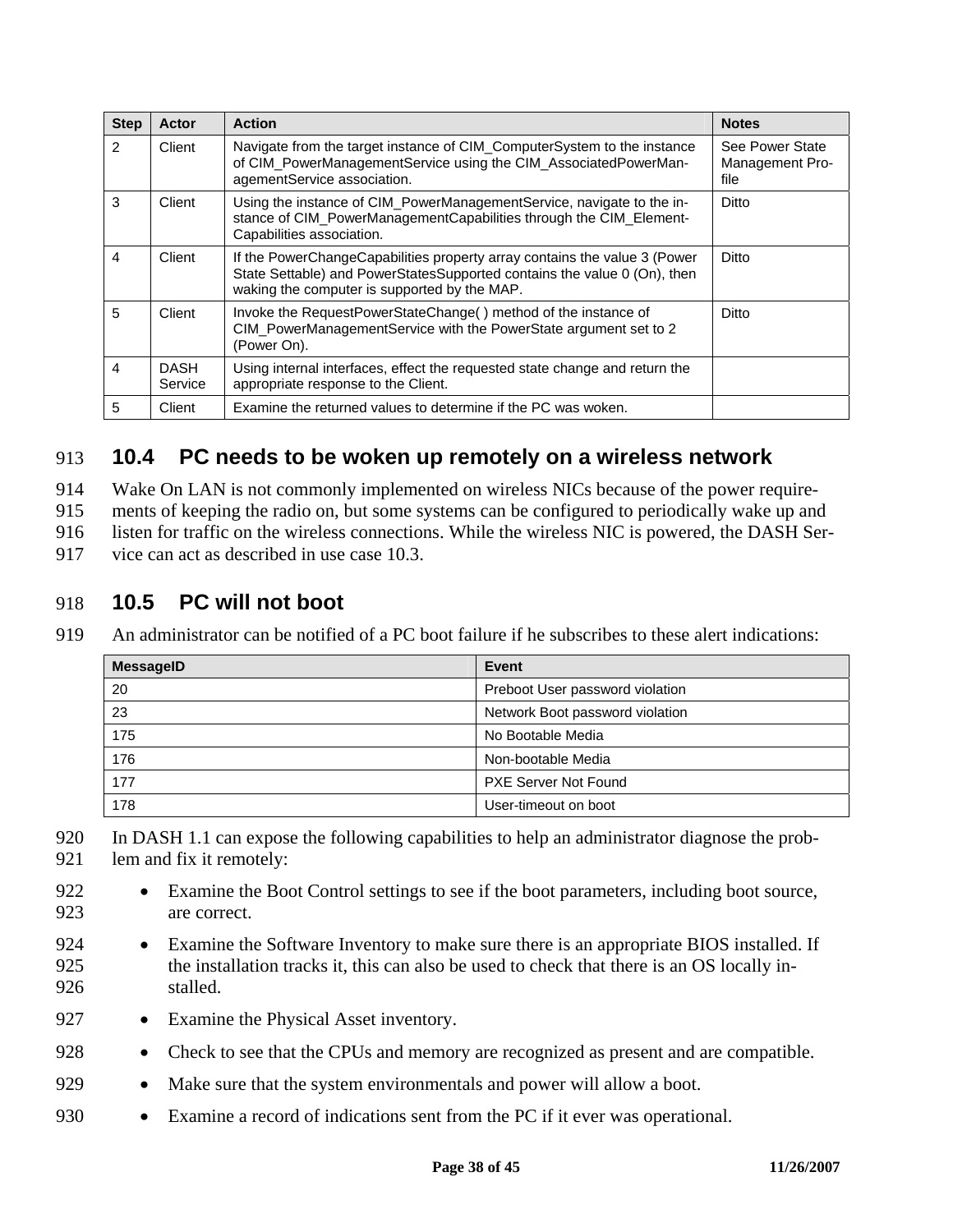| Step | Actor | Action | Notes |
|---|---|---|---|
| 2 | Client | Navigate from the target instance of CIM_ComputerSystem to the instance of CIM_PowerManagementService using the CIM_AssociatedPowerManagementService association. | See Power State Management Profile |
| 3 | Client | Using the instance of CIM_PowerManagementService, navigate to the instance of CIM_PowerManagementCapabilities through the CIM_ElementCapabilities association. | Ditto |
| 4 | Client | If the PowerChangeCapabilities property array contains the value 3 (Power State Settable) and PowerStatesSupported contains the value 0 (On), then waking the computer is supported by the MAP. | Ditto |
| 5 | Client | Invoke the RequestPowerStateChange( ) method of the instance of CIM_PowerManagementService with the PowerState argument set to 2 (Power On). | Ditto |
| 4 | DASH Service | Using internal interfaces, effect the requested state change and return the appropriate response to the Client. | |
| 5 | Client | Examine the returned values to determine if the PC was woken. | |

## 10.4 PC needs to be woken up remotely on a wireless network

Wake On LAN is not commonly implemented on wireless NICs because of the power requirements of keeping the radio on, but some systems can be configured to periodically wake up and listen for traffic on the wireless connections. While the wireless NIC is powered, the DASH Service can act as described in use case 10.3.

## 10.5 PC will not boot

An administrator can be notified of a PC boot failure if he subscribes to these alert indications:

| MessageID | Event |
|---|---|
| 20 | Preboot User password violation |
| 23 | Network Boot password violation |
| 175 | No Bootable Media |
| 176 | Non-bootable Media |
| 177 | PXE Server Not Found |
| 178 | User-timeout on boot |

In DASH 1.1 can expose the following capabilities to help an administrator diagnose the problem and fix it remotely:

- Examine the Boot Control settings to see if the boot parameters, including boot source, are correct.
- Examine the Software Inventory to make sure there is an appropriate BIOS installed. If the installation tracks it, this can also be used to check that there is an OS locally installed.
- Examine the Physical Asset inventory.
- Check to see that the CPUs and memory are recognized as present and are compatible.
- Make sure that the system environmentals and power will allow a boot.
- Examine a record of indications sent from the PC if it ever was operational.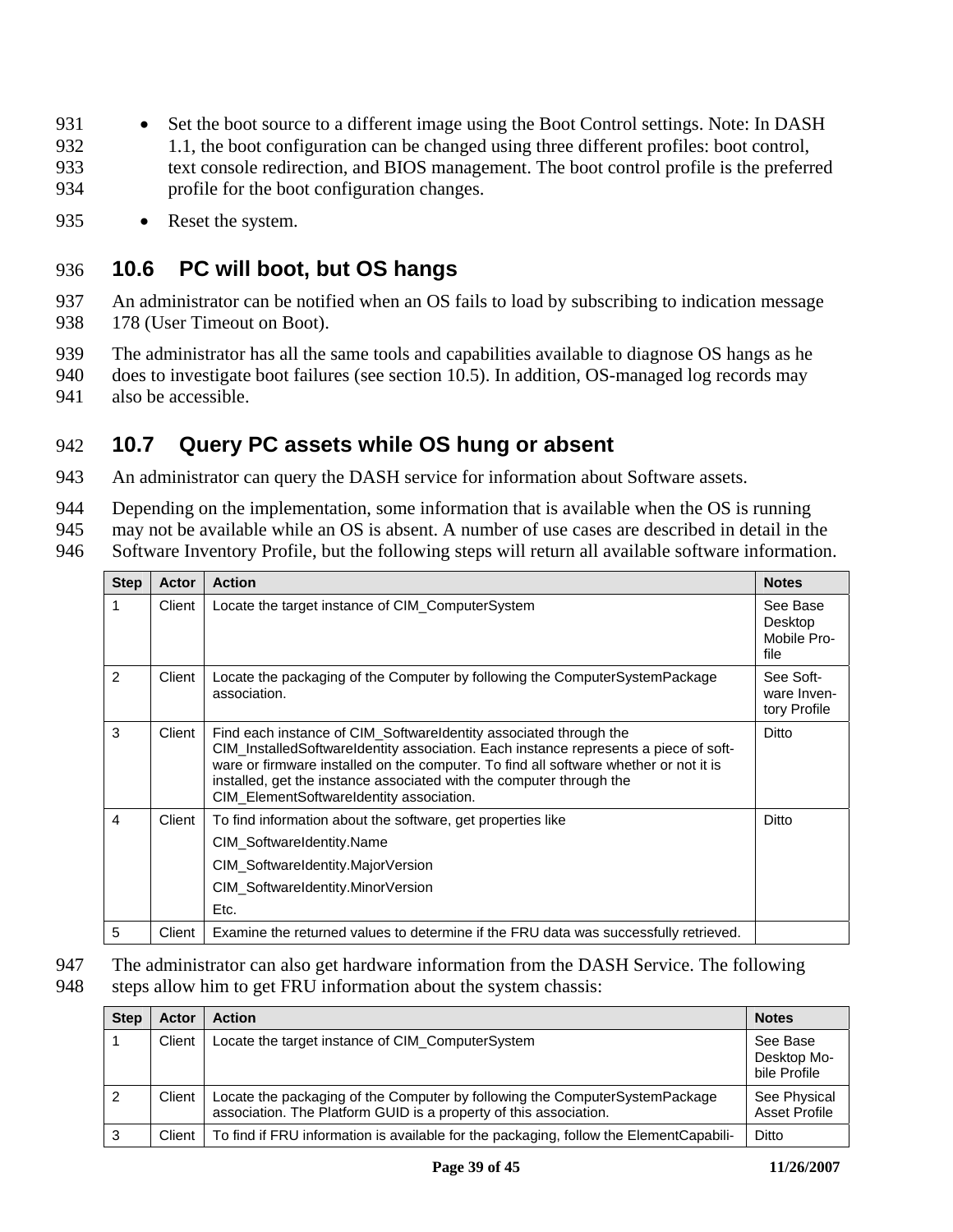- Set the boot source to a different image using the Boot Control settings. Note: In DASH 1.1, the boot configuration can be changed using three different profiles: boot control, text console redirection, and BIOS management. The boot control profile is the preferred profile for the boot configuration changes.
- Reset the system.

## 10.6 PC will boot, but OS hangs

An administrator can be notified when an OS fails to load by subscribing to indication message 178 (User Timeout on Boot).

The administrator has all the same tools and capabilities available to diagnose OS hangs as he does to investigate boot failures (see section 10.5). In addition, OS-managed log records may also be accessible.

## 10.7 Query PC assets while OS hung or absent

An administrator can query the DASH service for information about Software assets.

Depending on the implementation, some information that is available when the OS is running may not be available while an OS is absent. A number of use cases are described in detail in the Software Inventory Profile, but the following steps will return all available software information.

| Step | Actor | Action | Notes |
|---|---|---|---|
| 1 | Client | Locate the target instance of CIM_ComputerSystem | See Base Desktop Mobile Profile |
| 2 | Client | Locate the packaging of the Computer by following the ComputerSystemPackage association. | See Software Inventory Profile |
| 3 | Client | Find each instance of CIM_SoftwareIdentity associated through the CIM_InstalledSoftwareIdentity association. Each instance represents a piece of software or firmware installed on the computer. To find all software whether or not it is installed, get the instance associated with the computer through the CIM_ElementSoftwareIdentity association. | Ditto |
| 4 | Client | To find information about the software, get properties like<br>CIM_SoftwareIdentity.Name<br>CIM_SoftwareIdentity.MajorVersion<br>CIM_SoftwareIdentity.MinorVersion<br>Etc. | Ditto |
| 5 | Client | Examine the returned values to determine if the FRU data was successfully retrieved. | |

The administrator can also get hardware information from the DASH Service. The following steps allow him to get FRU information about the system chassis:

| Step | Actor | Action | Notes |
|---|---|---|---|
| 1 | Client | Locate the target instance of CIM_ComputerSystem | See Base Desktop Mobile Profile |
| 2 | Client | Locate the packaging of the Computer by following the ComputerSystemPackage association. The Platform GUID is a property of this association. | See Physical Asset Profile |
| 3 | Client | To find if FRU information is available for the packaging, follow the ElementCapabili- | Ditto |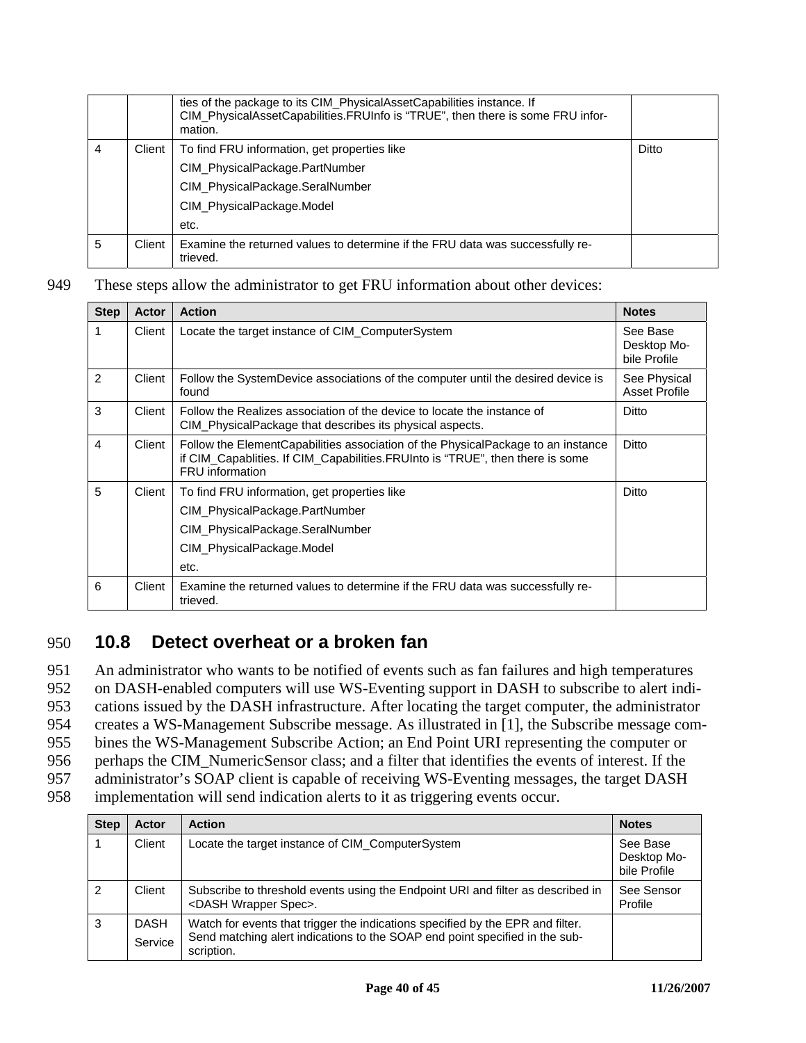| | | ties of the package to its CIM_PhysicalAssetCapabilities instance. If CIM_PhysicalAssetCapabilities.FRUInfo is "TRUE", then there is some FRU information. | |
|---|---|---|---|
| 4 | Client | To find FRU information, get properties like<br>CIM_PhysicalPackage.PartNumber<br>CIM_PhysicalPackage.SeralNumber<br>CIM_PhysicalPackage.Model<br>etc. | Ditto |
| 5 | Client | Examine the returned values to determine if the FRU data was successfully retrieved. | |

949 These steps allow the administrator to get FRU information about other devices:

| Step | Actor | Action | Notes |
|---|---|---|---|
| 1 | Client | Locate the target instance of CIM_ComputerSystem | See Base Desktop Mobile Profile |
| 2 | Client | Follow the SystemDevice associations of the computer until the desired device is found | See Physical Asset Profile |
| 3 | Client | Follow the Realizes association of the device to locate the instance of CIM_PhysicalPackage that describes its physical aspects. | Ditto |
| 4 | Client | Follow the ElementCapabilities association of the PhysicalPackage to an instance if CIM_Capablities. If CIM_Capabilities.FRUInto is "TRUE", then there is some FRU information | Ditto |
| 5 | Client | To find FRU information, get properties like<br>CIM_PhysicalPackage.PartNumber<br>CIM_PhysicalPackage.SeralNumber<br>CIM_PhysicalPackage.Model<br>etc. | Ditto |
| 6 | Client | Examine the returned values to determine if the FRU data was successfully retrieved. | |

## 950 10.8 Detect overheat or a broken fan

951 An administrator who wants to be notified of events such as fan failures and high temperatures
952 on DASH-enabled computers will use WS-Eventing support in DASH to subscribe to alert indi-
953 cations issued by the DASH infrastructure. After locating the target computer, the administrator
954 creates a WS-Management Subscribe message. As illustrated in [1], the Subscribe message com-
955 bines the WS-Management Subscribe Action; an End Point URI representing the computer or
956 perhaps the CIM_NumericSensor class; and a filter that identifies the events of interest. If the
957 administrator's SOAP client is capable of receiving WS-Eventing messages, the target DASH
958 implementation will send indication alerts to it as triggering events occur.

| Step | Actor | Action | Notes |
|---|---|---|---|
| 1 | Client | Locate the target instance of CIM_ComputerSystem | See Base Desktop Mobile Profile |
| 2 | Client | Subscribe to threshold events using the Endpoint URI and filter as described in <DASH Wrapper Spec>. | See Sensor Profile |
| 3 | DASH Service | Watch for events that trigger the indications specified by the EPR and filter. Send matching alert indications to the SOAP end point specified in the subscription. | |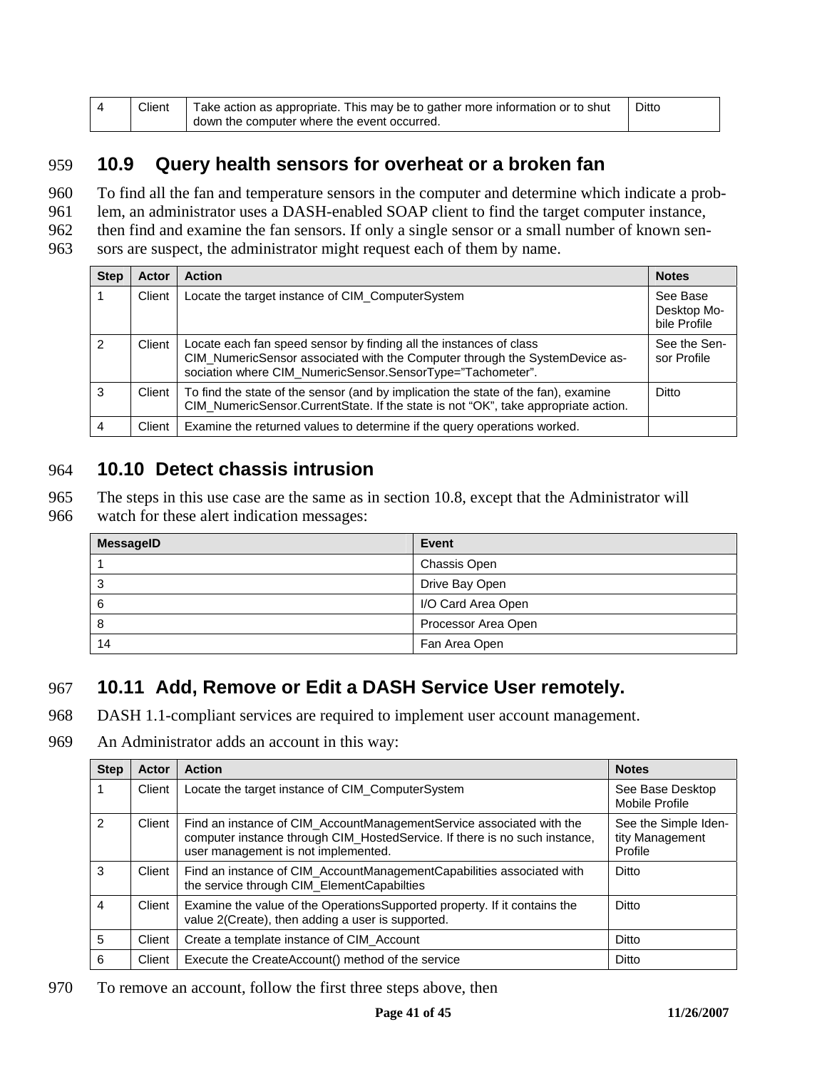| 4 | Client | Take action as appropriate. This may be to gather more information or to shut down the computer where the event occurred. | Ditto |
|---|---|---|---|

## 10.9 Query health sensors for overheat or a broken fan

To find all the fan and temperature sensors in the computer and determine which indicate a problem, an administrator uses a DASH-enabled SOAP client to find the target computer instance, then find and examine the fan sensors. If only a single sensor or a small number of known sensors are suspect, the administrator might request each of them by name.

| Step | Actor | Action | Notes |
|---|---|---|---|
| 1 | Client | Locate the target instance of CIM_ComputerSystem | See Base Desktop Mobile Profile |
| 2 | Client | Locate each fan speed sensor by finding all the instances of class CIM_NumericSensor associated with the Computer through the SystemDevice association where CIM_NumericSensor.SensorType="Tachometer". | See the Sensor Profile |
| 3 | Client | To find the state of the sensor (and by implication the state of the fan), examine CIM_NumericSensor.CurrentState. If the state is not "OK", take appropriate action. | Ditto |
| 4 | Client | Examine the returned values to determine if the query operations worked. | |

## 10.10 Detect chassis intrusion

The steps in this use case are the same as in section 10.8, except that the Administrator will watch for these alert indication messages:

| MessageID | Event |
|---|---|
| 1 | Chassis Open |
| 3 | Drive Bay Open |
| 6 | I/O Card Area Open |
| 8 | Processor Area Open |
| 14 | Fan Area Open |

## 10.11 Add, Remove or Edit a DASH Service User remotely.

DASH 1.1-compliant services are required to implement user account management.

An Administrator adds an account in this way:

| Step | Actor | Action | Notes |
|---|---|---|---|
| 1 | Client | Locate the target instance of CIM_ComputerSystem | See Base Desktop Mobile Profile |
| 2 | Client | Find an instance of CIM_AccountManagementService associated with the computer instance through CIM_HostedService. If there is no such instance, user management is not implemented. | See the Simple Identity Management Profile |
| 3 | Client | Find an instance of CIM_AccountManagementCapabilities associated with the service through CIM_ElementCapabilties | Ditto |
| 4 | Client | Examine the value of the OperationsSupported property. If it contains the value 2(Create), then adding a user is supported. | Ditto |
| 5 | Client | Create a template instance of CIM_Account | Ditto |
| 6 | Client | Execute the CreateAccount() method of the service | Ditto |

To remove an account, follow the first three steps above, then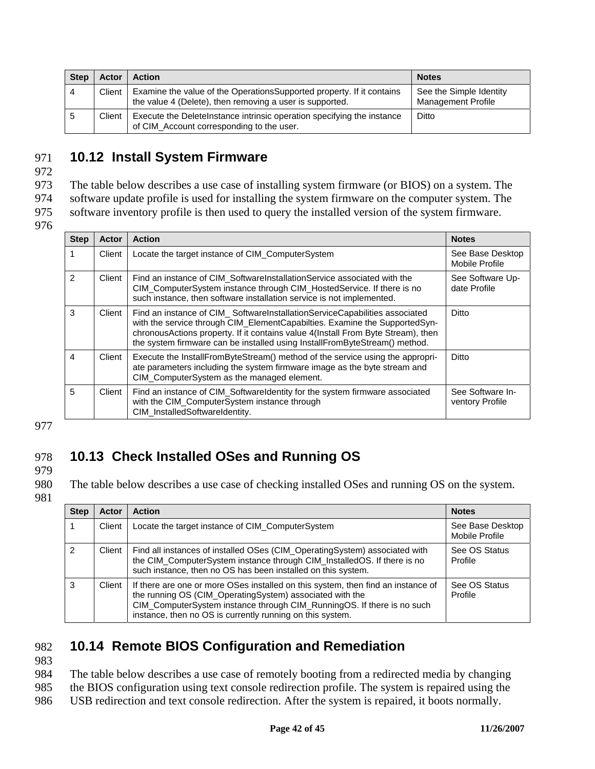| Step | Actor | Action | Notes |
|---|---|---|---|
| 4 | Client | Examine the value of the OperationsSupported property. If it contains the value 4 (Delete), then removing a user is supported. | See the Simple Identity Management Profile |
| 5 | Client | Execute the DeleteInstance intrinsic operation specifying the instance of CIM_Account corresponding to the user. | Ditto |

## 10.12 Install System Firmware

The table below describes a use case of installing system firmware (or BIOS) on a system. The software update profile is used for installing the system firmware on the computer system. The software inventory profile is then used to query the installed version of the system firmware.

| Step | Actor | Action | Notes |
|---|---|---|---|
| 1 | Client | Locate the target instance of CIM_ComputerSystem | See Base Desktop Mobile Profile |
| 2 | Client | Find an instance of CIM_SoftwareInstallationService associated with the CIM_ComputerSystem instance through CIM_HostedService. If there is no such instance, then software installation service is not implemented. | See Software Update Profile |
| 3 | Client | Find an instance of CIM_ SoftwareInstallationServiceCapabilities associated with the service through CIM_ElementCapabilties. Examine the SupportedSynchronousActions property. If it contains value 4(Install From Byte Stream), then the system firmware can be installed using InstallFromByteStream() method. | Ditto |
| 4 | Client | Execute the InstallFromByteStream() method of the service using the appropriate parameters including the system firmware image as the byte stream and CIM_ComputerSystem as the managed element. | Ditto |
| 5 | Client | Find an instance of CIM_SoftwareIdentity for the system firmware associated with the CIM_ComputerSystem instance through CIM_InstalledSoftwareIdentity. | See Software Inventory Profile |

## 10.13 Check Installed OSes and Running OS

The table below describes a use case of checking installed OSes and running OS on the system.

| Step | Actor | Action | Notes |
|---|---|---|---|
| 1 | Client | Locate the target instance of CIM_ComputerSystem | See Base Desktop Mobile Profile |
| 2 | Client | Find all instances of installed OSes (CIM_OperatingSystem) associated with the CIM_ComputerSystem instance through CIM_InstalledOS. If there is no such instance, then no OS has been installed on this system. | See OS Status Profile |
| 3 | Client | If there are one or more OSes installed on this system, then find an instance of the running OS (CIM_OperatingSystem) associated with the CIM_ComputerSystem instance through CIM_RunningOS. If there is no such instance, then no OS is currently running on this system. | See OS Status Profile |

## 10.14 Remote BIOS Configuration and Remediation

The table below describes a use case of remotely booting from a redirected media by changing the BIOS configuration using text console redirection profile. The system is repaired using the USB redirection and text console redirection. After the system is repaired, it boots normally.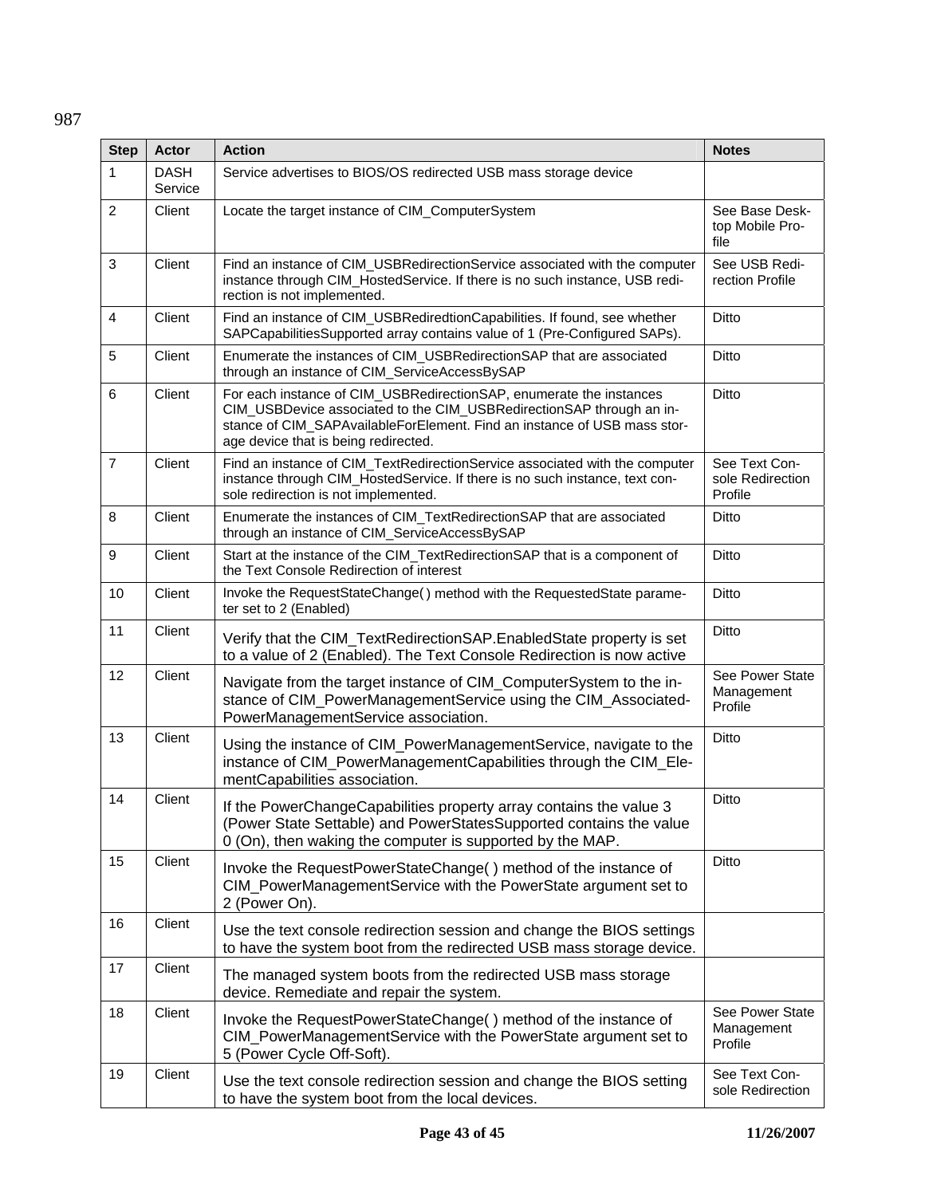987

| Step | Actor | Action | Notes |
|---|---|---|---|
| 1 | DASH Service | Service advertises to BIOS/OS redirected USB mass storage device | |
| 2 | Client | Locate the target instance of CIM_ComputerSystem | See Base Desktop Mobile Profile |
| 3 | Client | Find an instance of CIM_USBRedirectionService associated with the computer instance through CIM_HostedService. If there is no such instance, USB redirection is not implemented. | See USB Redirection Profile |
| 4 | Client | Find an instance of CIM_USBRediredtionCapabilities. If found, see whether SAPCapabilitiesSupported array contains value of 1 (Pre-Configured SAPs). | Ditto |
| 5 | Client | Enumerate the instances of CIM_USBRedirectionSAP that are associated through an instance of CIM_ServiceAccessBySAP | Ditto |
| 6 | Client | For each instance of CIM_USBRedirectionSAP, enumerate the instances CIM_USBDevice associated to the CIM_USBRedirectionSAP through an instance of CIM_SAPAvailableForElement. Find an instance of USB mass storage device that is being redirected. | Ditto |
| 7 | Client | Find an instance of CIM_TextRedirectionService associated with the computer instance through CIM_HostedService. If there is no such instance, text console redirection is not implemented. | See Text Console Redirection Profile |
| 8 | Client | Enumerate the instances of CIM_TextRedirectionSAP that are associated through an instance of CIM_ServiceAccessBySAP | Ditto |
| 9 | Client | Start at the instance of the CIM_TextRedirectionSAP that is a component of the Text Console Redirection of interest | Ditto |
| 10 | Client | Invoke the RequestStateChange( ) method with the RequestedState parameter set to 2 (Enabled) | Ditto |
| 11 | Client | Verify that the CIM_TextRedirectionSAP.EnabledState property is set to a value of 2 (Enabled). The Text Console Redirection is now active | Ditto |
| 12 | Client | Navigate from the target instance of CIM_ComputerSystem to the instance of CIM_PowerManagementService using the CIM_AssociatedPowerManagementService association. | See Power State Management Profile |
| 13 | Client | Using the instance of CIM_PowerManagementService, navigate to the instance of CIM_PowerManagementCapabilities through the CIM_ElementCapabilities association. | Ditto |
| 14 | Client | If the PowerChangeCapabilities property array contains the value 3 (Power State Settable) and PowerStatesSupported contains the value 0 (On), then waking the computer is supported by the MAP. | Ditto |
| 15 | Client | Invoke the RequestPowerStateChange( ) method of the instance of CIM_PowerManagementService with the PowerState argument set to 2 (Power On). | Ditto |
| 16 | Client | Use the text console redirection session and change the BIOS settings to have the system boot from the redirected USB mass storage device. | |
| 17 | Client | The managed system boots from the redirected USB mass storage device. Remediate and repair the system. | |
| 18 | Client | Invoke the RequestPowerStateChange( ) method of the instance of CIM_PowerManagementService with the PowerState argument set to 5 (Power Cycle Off-Soft). | See Power State Management Profile |
| 19 | Client | Use the text console redirection session and change the BIOS setting to have the system boot from the local devices. | See Text Console Redirection |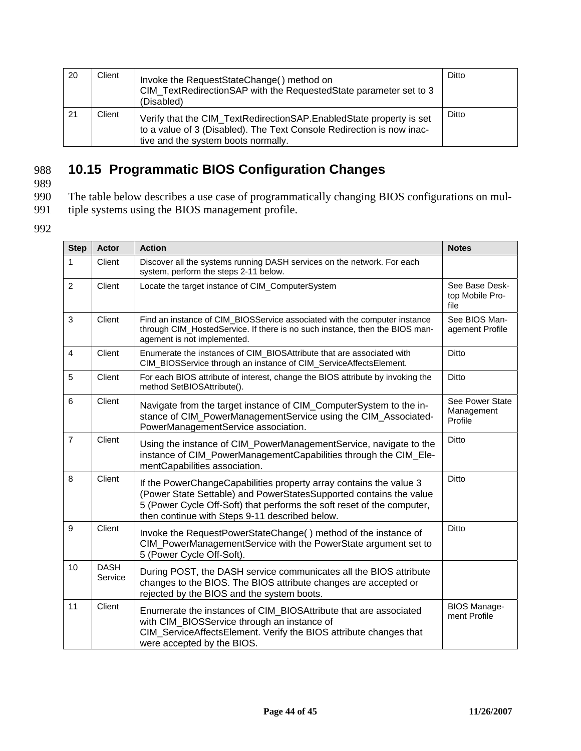| 20 | Client | Invoke the RequestStateChange( ) method on CIM_TextRedirectionSAP with the RequestedState parameter set to 3 (Disabled) | Ditto |
|---|---|---|---|
| 21 | Client | Verify that the CIM_TextRedirectionSAP.EnabledState property is set to a value of 3 (Disabled). The Text Console Redirection is now inactive and the system boots normally. | Ditto |

## 10.15 Programmatic BIOS Configuration Changes

The table below describes a use case of programmatically changing BIOS configurations on multiple systems using the BIOS management profile.

| Step | Actor | Action | Notes |
|---|---|---|---|
| 1 | Client | Discover all the systems running DASH services on the network. For each system, perform the steps 2-11 below. | |
| 2 | Client | Locate the target instance of CIM_ComputerSystem | See Base Desktop Mobile Profile |
| 3 | Client | Find an instance of CIM_BIOSService associated with the computer instance through CIM_HostedService. If there is no such instance, then the BIOS management is not implemented. | See BIOS Management Profile |
| 4 | Client | Enumerate the instances of CIM_BIOSAttribute that are associated with CIM_BIOSService through an instance of CIM_ServiceAffectsElement. | Ditto |
| 5 | Client | For each BIOS attribute of interest, change the BIOS attribute by invoking the method SetBIOSAttribute(). | Ditto |
| 6 | Client | Navigate from the target instance of CIM_ComputerSystem to the instance of CIM_PowerManagementService using the CIM_AssociatedPowerManagementService association. | See Power State Management Profile |
| 7 | Client | Using the instance of CIM_PowerManagementService, navigate to the instance of CIM_PowerManagementCapabilities through the CIM_ElementCapabilities association. | Ditto |
| 8 | Client | If the PowerChangeCapabilities property array contains the value 3 (Power State Settable) and PowerStatesSupported contains the value 5 (Power Cycle Off-Soft) that performs the soft reset of the computer, then continue with Steps 9-11 described below. | Ditto |
| 9 | Client | Invoke the RequestPowerStateChange( ) method of the instance of CIM_PowerManagementService with the PowerState argument set to 5 (Power Cycle Off-Soft). | Ditto |
| 10 | DASH Service | During POST, the DASH service communicates all the BIOS attribute changes to the BIOS. The BIOS attribute changes are accepted or rejected by the BIOS and the system boots. | |
| 11 | Client | Enumerate the instances of CIM_BIOSAttribute that are associated with CIM_BIOSService through an instance of CIM_ServiceAffectsElement. Verify the BIOS attribute changes that were accepted by the BIOS. | BIOS Management Profile |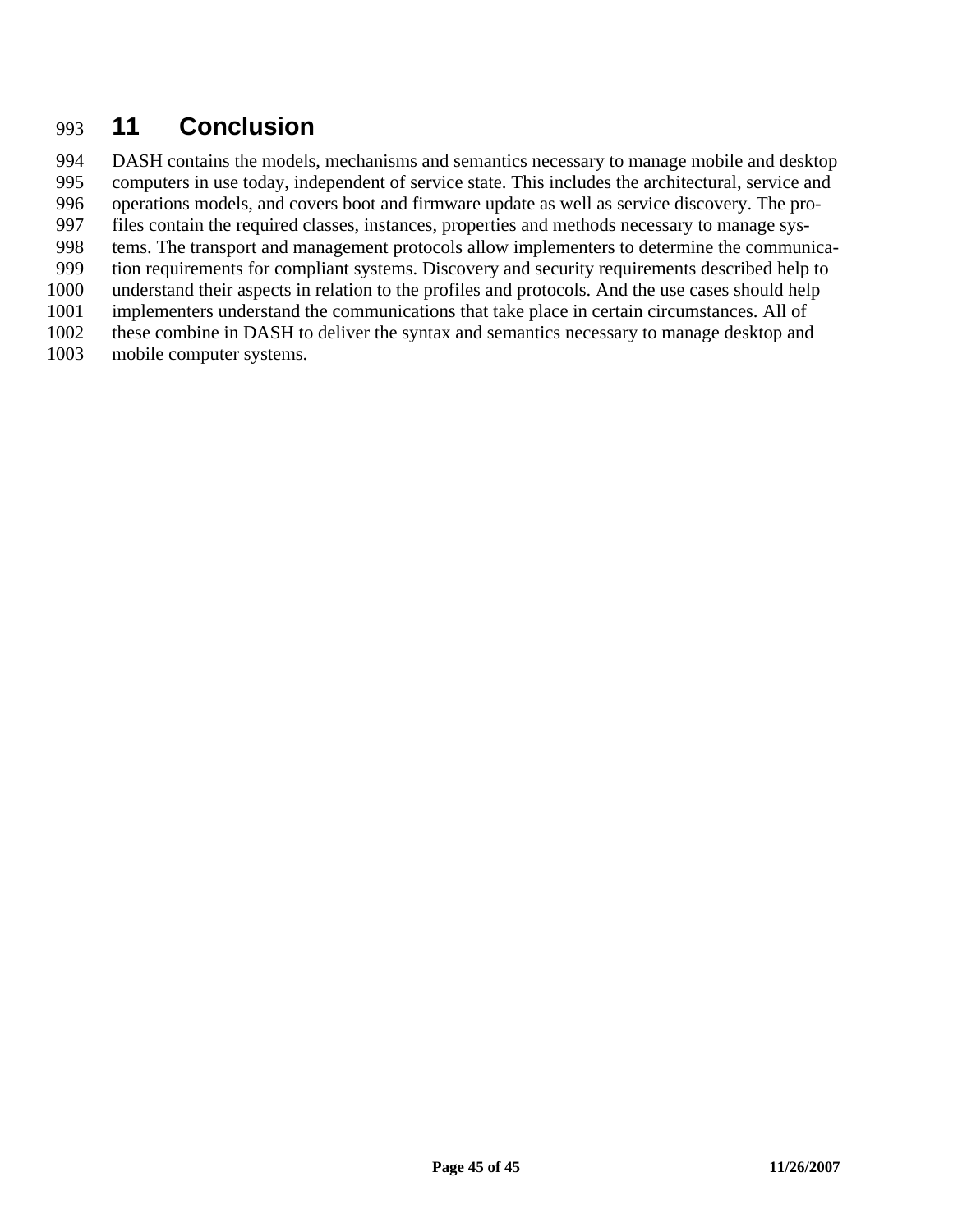# 11 Conclusion

DASH contains the models, mechanisms and semantics necessary to manage mobile and desktop computers in use today, independent of service state. This includes the architectural, service and operations models, and covers boot and firmware update as well as service discovery. The profiles contain the required classes, instances, properties and methods necessary to manage systems. The transport and management protocols allow implementers to determine the communication requirements for compliant systems. Discovery and security requirements described help to understand their aspects in relation to the profiles and protocols. And the use cases should help implementers understand the communications that take place in certain circumstances. All of these combine in DASH to deliver the syntax and semantics necessary to manage desktop and mobile computer systems.